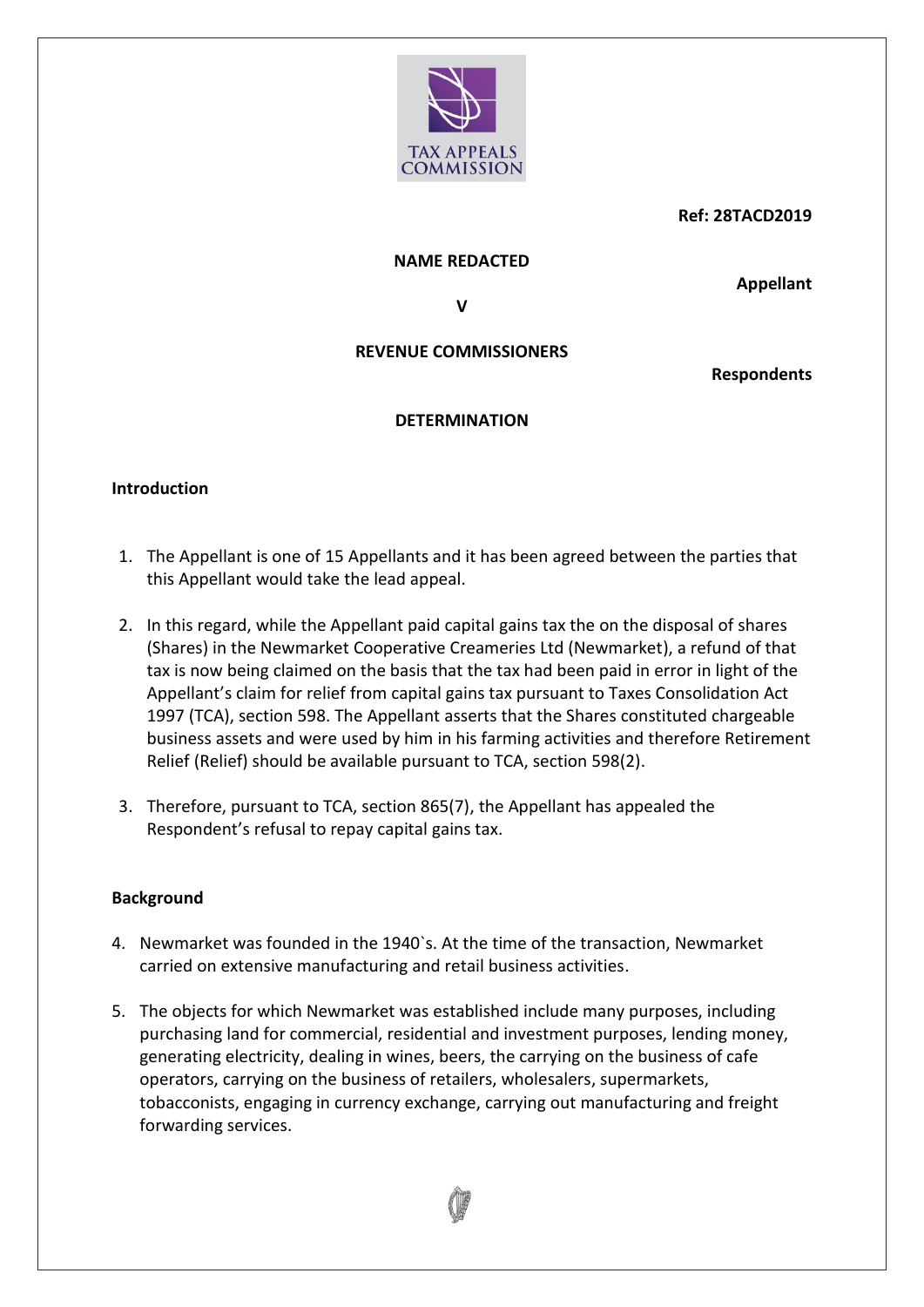TAX APPEALS COMMISSION

**Ref: 28TACD2019**

**NAME REDACTED**

**Appellant**

**V**

**REVENUE COMMISSIONERS**

**Respondents**

**DETERMINATION**

## Introduction

1. The Appellant is one of 15 Appellants and it has been agreed between the parties that this Appellant would take the lead appeal.

2. In this regard, while the Appellant paid capital gains tax the on the disposal of shares (Shares) in the Newmarket Cooperative Creameries Ltd (Newmarket), a refund of that tax is now being claimed on the basis that the tax had been paid in error in light of the Appellant's claim for relief from capital gains tax pursuant to Taxes Consolidation Act 1997 (TCA), section 598. The Appellant asserts that the Shares constituted chargeable business assets and were used by him in his farming activities and therefore Retirement Relief (Relief) should be available pursuant to TCA, section 598(2).

3. Therefore, pursuant to TCA, section 865(7), the Appellant has appealed the Respondent's refusal to repay capital gains tax.

## Background

4. Newmarket was founded in the 1940`s. At the time of the transaction, Newmarket carried on extensive manufacturing and retail business activities.

5. The objects for which Newmarket was established include many purposes, including purchasing land for commercial, residential and investment purposes, lending money, generating electricity, dealing in wines, beers, the carrying on the business of cafe operators, carrying on the business of retailers, wholesalers, supermarkets, tobacconists, engaging in currency exchange, carrying out manufacturing and freight forwarding services.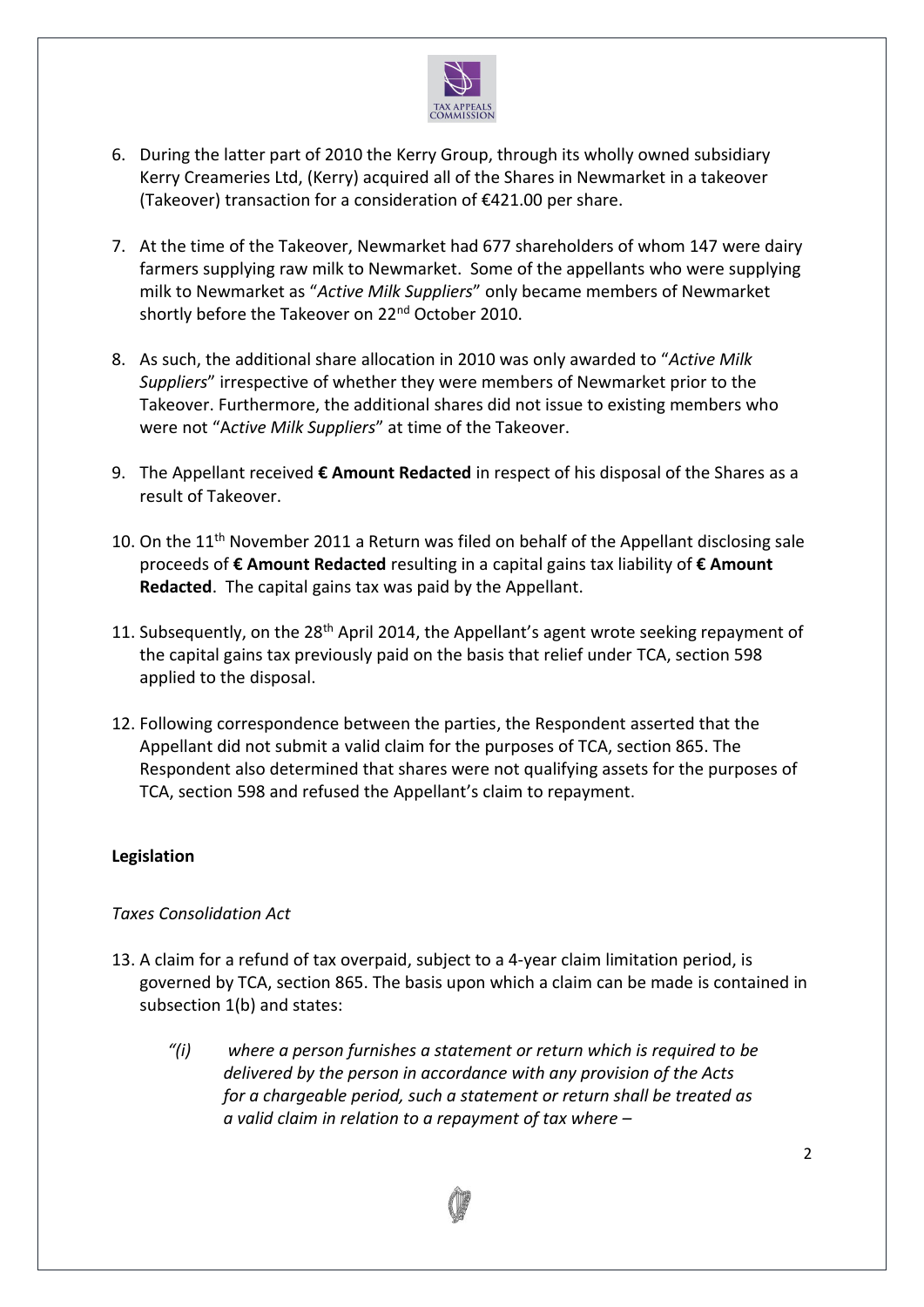6. During the latter part of 2010 the Kerry Group, through its wholly owned subsidiary Kerry Creameries Ltd, (Kerry) acquired all of the Shares in Newmarket in a takeover (Takeover) transaction for a consideration of €421.00 per share.

7. At the time of the Takeover, Newmarket had 677 shareholders of whom 147 were dairy farmers supplying raw milk to Newmarket. Some of the appellants who were supplying milk to Newmarket as "*Active Milk Suppliers*" only became members of Newmarket shortly before the Takeover on 22nd October 2010.

8. As such, the additional share allocation in 2010 was only awarded to "*Active Milk Suppliers*" irrespective of whether they were members of Newmarket prior to the Takeover. Furthermore, the additional shares did not issue to existing members who were not "A*ctive Milk Suppliers*" at time of the Takeover.

9. The Appellant received **€ Amount Redacted** in respect of his disposal of the Shares as a result of Takeover.

10. On the 11th November 2011 a Return was filed on behalf of the Appellant disclosing sale proceeds of **€ Amount Redacted** resulting in a capital gains tax liability of **€ Amount Redacted**. The capital gains tax was paid by the Appellant.

11. Subsequently, on the 28th April 2014, the Appellant's agent wrote seeking repayment of the capital gains tax previously paid on the basis that relief under TCA, section 598 applied to the disposal.

12. Following correspondence between the parties, the Respondent asserted that the Appellant did not submit a valid claim for the purposes of TCA, section 865. The Respondent also determined that shares were not qualifying assets for the purposes of TCA, section 598 and refused the Appellant's claim to repayment.

**Legislation**

*Taxes Consolidation Act*

13. A claim for a refund of tax overpaid, subject to a 4-year claim limitation period, is governed by TCA, section 865. The basis upon which a claim can be made is contained in subsection 1(b) and states:

    *"(i) where a person furnishes a statement or return which is required to be delivered by the person in accordance with any provision of the Acts for a chargeable period, such a statement or return shall be treated as a valid claim in relation to a repayment of tax where –*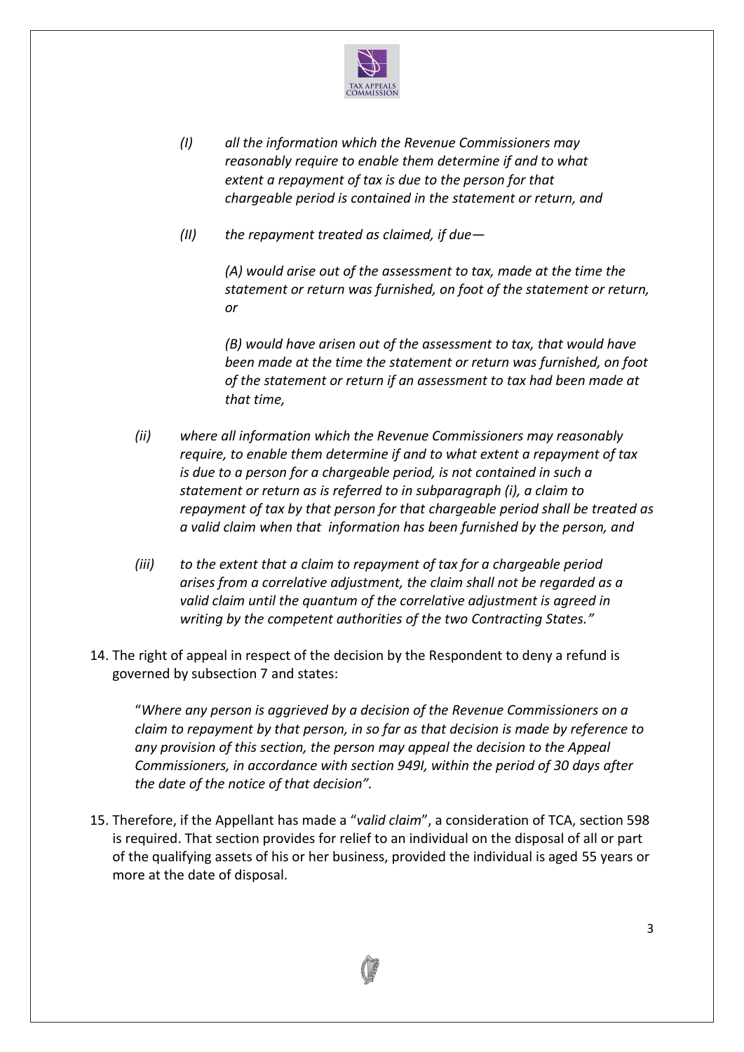> *(I) all the information which the Revenue Commissioners may reasonably require to enable them determine if and to what extent a repayment of tax is due to the person for that chargeable period is contained in the statement or return, and*
>
> *(II) the repayment treated as claimed, if due—*
>
> *(A) would arise out of the assessment to tax, made at the time the statement or return was furnished, on foot of the statement or return, or*
>
> *(B) would have arisen out of the assessment to tax, that would have been made at the time the statement or return was furnished, on foot of the statement or return if an assessment to tax had been made at that time,*
>
> *(ii) where all information which the Revenue Commissioners may reasonably require, to enable them determine if and to what extent a repayment of tax is due to a person for a chargeable period, is not contained in such a statement or return as is referred to in subparagraph (i), a claim to repayment of tax by that person for that chargeable period shall be treated as a valid claim when that information has been furnished by the person, and*
>
> *(iii) to the extent that a claim to repayment of tax for a chargeable period arises from a correlative adjustment, the claim shall not be regarded as a valid claim until the quantum of the correlative adjustment is agreed in writing by the competent authorities of the two Contracting States."*

14. The right of appeal in respect of the decision by the Respondent to deny a refund is governed by subsection 7 and states:

> "*Where any person is aggrieved by a decision of the Revenue Commissioners on a claim to repayment by that person, in so far as that decision is made by reference to any provision of this section, the person may appeal the decision to the Appeal Commissioners, in accordance with section 949I, within the period of 30 days after the date of the notice of that decision".*

15. Therefore, if the Appellant has made a "*valid claim*", a consideration of TCA, section 598 is required. That section provides for relief to an individual on the disposal of all or part of the qualifying assets of his or her business, provided the individual is aged 55 years or more at the date of disposal.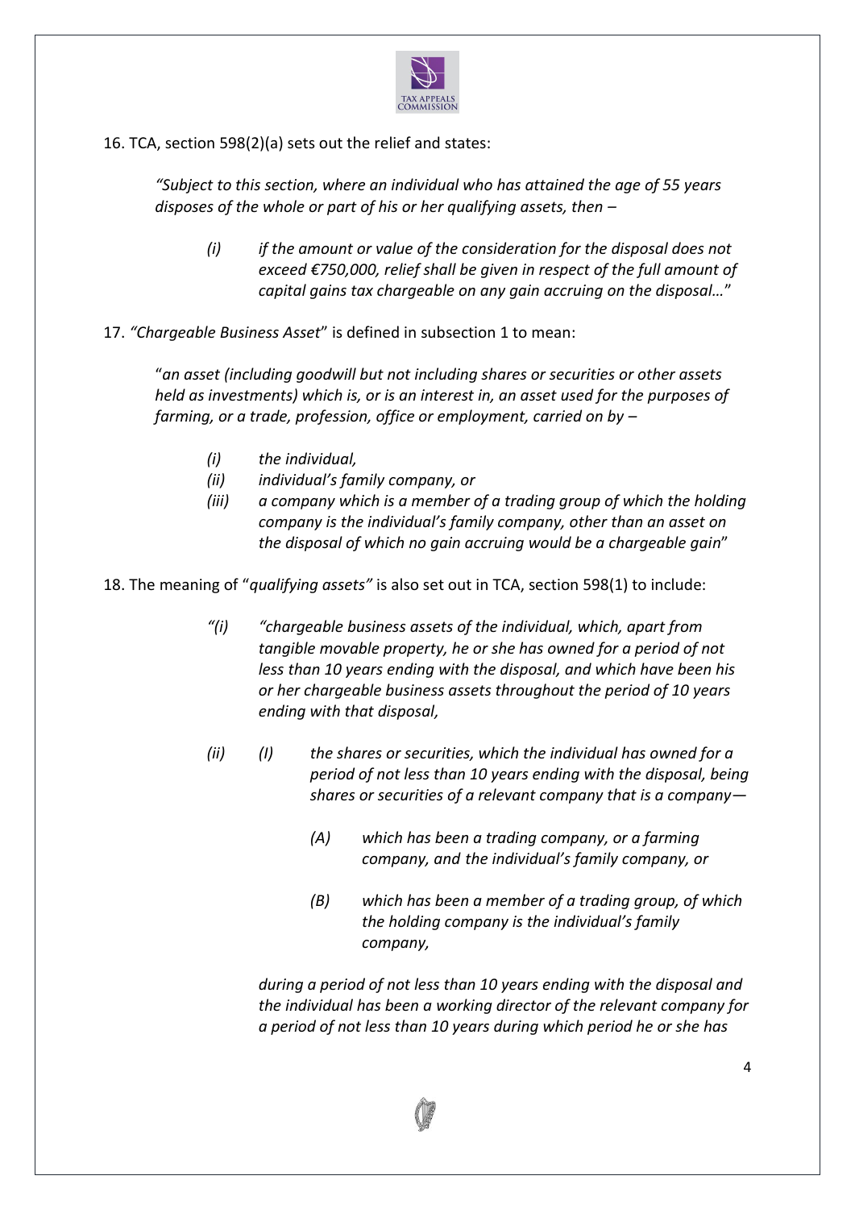16. TCA, section 598(2)(a) sets out the relief and states:

> *"Subject to this section, where an individual who has attained the age of 55 years disposes of the whole or part of his or her qualifying assets, then –*
>
> *(i) if the amount or value of the consideration for the disposal does not exceed €750,000, relief shall be given in respect of the full amount of capital gains tax chargeable on any gain accruing on the disposal…*"

17. *"Chargeable Business Asset*" is defined in subsection 1 to mean:

> "*an asset (including goodwill but not including shares or securities or other assets held as investments) which is, or is an interest in, an asset used for the purposes of farming, or a trade, profession, office or employment, carried on by –*
>
> *(i) the individual,*
>
> *(ii) individual's family company, or*
>
> *(iii) a company which is a member of a trading group of which the holding company is the individual's family company, other than an asset on the disposal of which no gain accruing would be a chargeable gain*"

18. The meaning of "*qualifying assets"* is also set out in TCA, section 598(1) to include:

> *"(i) "chargeable business assets of the individual, which, apart from tangible movable property, he or she has owned for a period of not less than 10 years ending with the disposal, and which have been his or her chargeable business assets throughout the period of 10 years ending with that disposal,*
>
> *(ii) (I) the shares or securities, which the individual has owned for a period of not less than 10 years ending with the disposal, being shares or securities of a relevant company that is a company—*
>
> *(A) which has been a trading company, or a farming company, and the individual's family company, or*
>
> *(B) which has been a member of a trading group, of which the holding company is the individual's family company,*
>
> *during a period of not less than 10 years ending with the disposal and the individual has been a working director of the relevant company for a period of not less than 10 years during which period he or she has*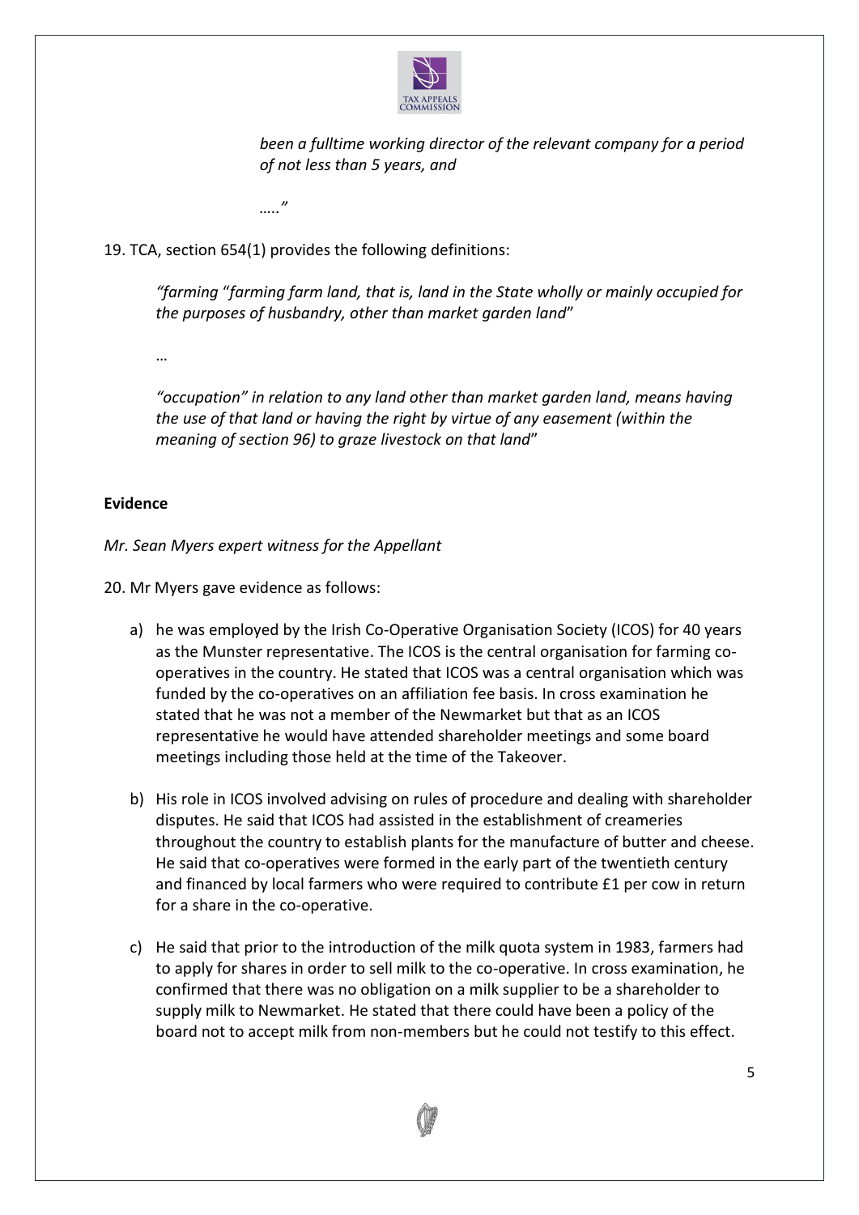*been a fulltime working director of the relevant company for a period of not less than 5 years, and*

*….."*

19. TCA, section 654(1) provides the following definitions:

*"farming* "*farming farm land, that is, land in the State wholly or mainly occupied for the purposes of husbandry, other than market garden land*"

…

*"occupation" in relation to any land other than market garden land, means having the use of that land or having the right by virtue of any easement (within the meaning of section 96) to graze livestock on that land*"

**Evidence**

*Mr. Sean Myers expert witness for the Appellant*

20. Mr Myers gave evidence as follows:

a) he was employed by the Irish Co-Operative Organisation Society (ICOS) for 40 years as the Munster representative. The ICOS is the central organisation for farming co-operatives in the country. He stated that ICOS was a central organisation which was funded by the co-operatives on an affiliation fee basis. In cross examination he stated that he was not a member of the Newmarket but that as an ICOS representative he would have attended shareholder meetings and some board meetings including those held at the time of the Takeover.

b) His role in ICOS involved advising on rules of procedure and dealing with shareholder disputes. He said that ICOS had assisted in the establishment of creameries throughout the country to establish plants for the manufacture of butter and cheese. He said that co-operatives were formed in the early part of the twentieth century and financed by local farmers who were required to contribute £1 per cow in return for a share in the co-operative.

c) He said that prior to the introduction of the milk quota system in 1983, farmers had to apply for shares in order to sell milk to the co-operative. In cross examination, he confirmed that there was no obligation on a milk supplier to be a shareholder to supply milk to Newmarket. He stated that there could have been a policy of the board not to accept milk from non-members but he could not testify to this effect.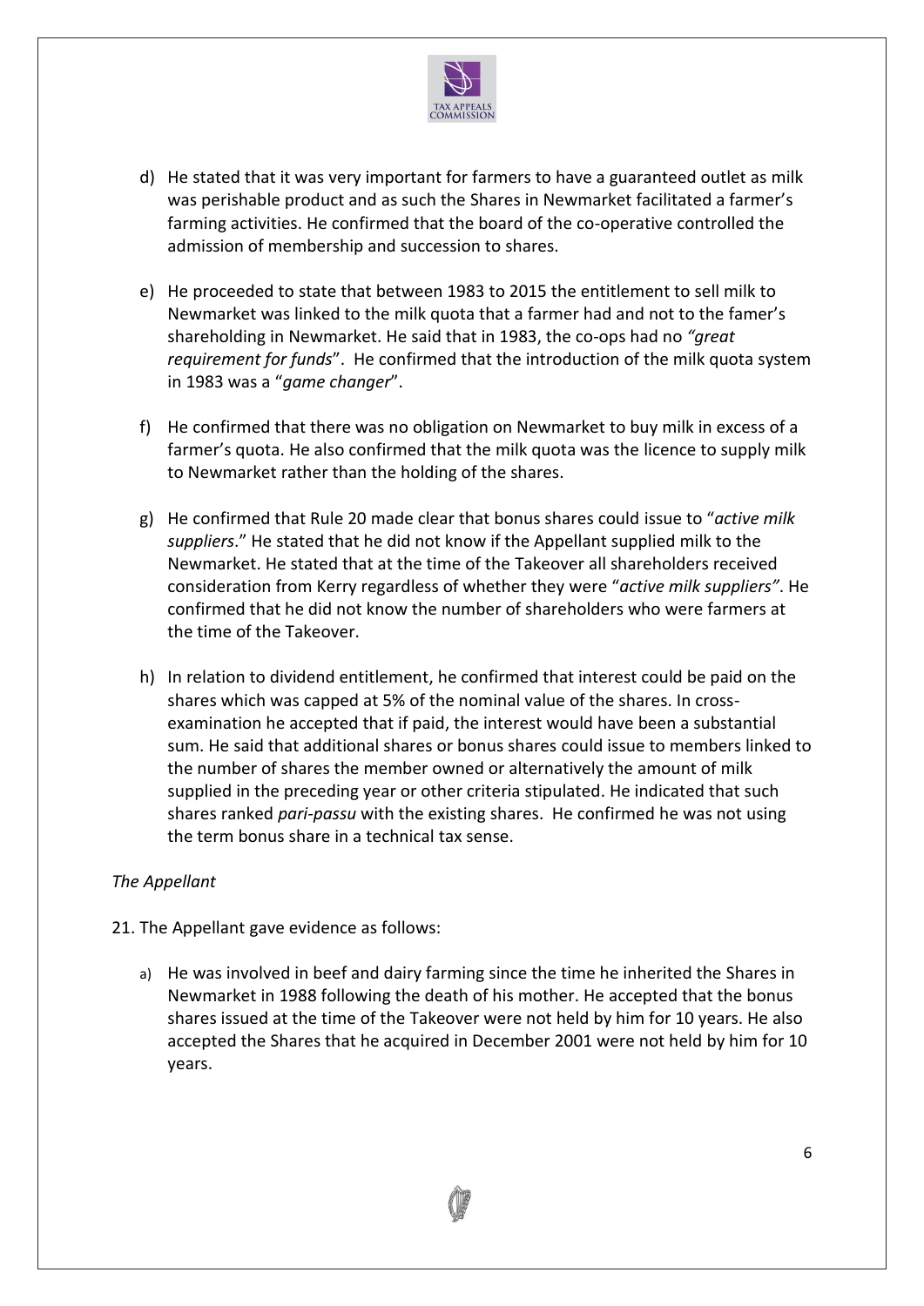d) He stated that it was very important for farmers to have a guaranteed outlet as milk was perishable product and as such the Shares in Newmarket facilitated a farmer's farming activities. He confirmed that the board of the co-operative controlled the admission of membership and succession to shares.

e) He proceeded to state that between 1983 to 2015 the entitlement to sell milk to Newmarket was linked to the milk quota that a farmer had and not to the famer's shareholding in Newmarket. He said that in 1983, the co-ops had no *"great requirement for funds*". He confirmed that the introduction of the milk quota system in 1983 was a "*game changer*".

f) He confirmed that there was no obligation on Newmarket to buy milk in excess of a farmer's quota. He also confirmed that the milk quota was the licence to supply milk to Newmarket rather than the holding of the shares.

g) He confirmed that Rule 20 made clear that bonus shares could issue to "*active milk suppliers*." He stated that he did not know if the Appellant supplied milk to the Newmarket. He stated that at the time of the Takeover all shareholders received consideration from Kerry regardless of whether they were "*active milk suppliers"*. He confirmed that he did not know the number of shareholders who were farmers at the time of the Takeover.

h) In relation to dividend entitlement, he confirmed that interest could be paid on the shares which was capped at 5% of the nominal value of the shares. In cross-examination he accepted that if paid, the interest would have been a substantial sum. He said that additional shares or bonus shares could issue to members linked to the number of shares the member owned or alternatively the amount of milk supplied in the preceding year or other criteria stipulated. He indicated that such shares ranked *pari-passu* with the existing shares. He confirmed he was not using the term bonus share in a technical tax sense.

*The Appellant*

21. The Appellant gave evidence as follows:

a) He was involved in beef and dairy farming since the time he inherited the Shares in Newmarket in 1988 following the death of his mother. He accepted that the bonus shares issued at the time of the Takeover were not held by him for 10 years. He also accepted the Shares that he acquired in December 2001 were not held by him for 10 years.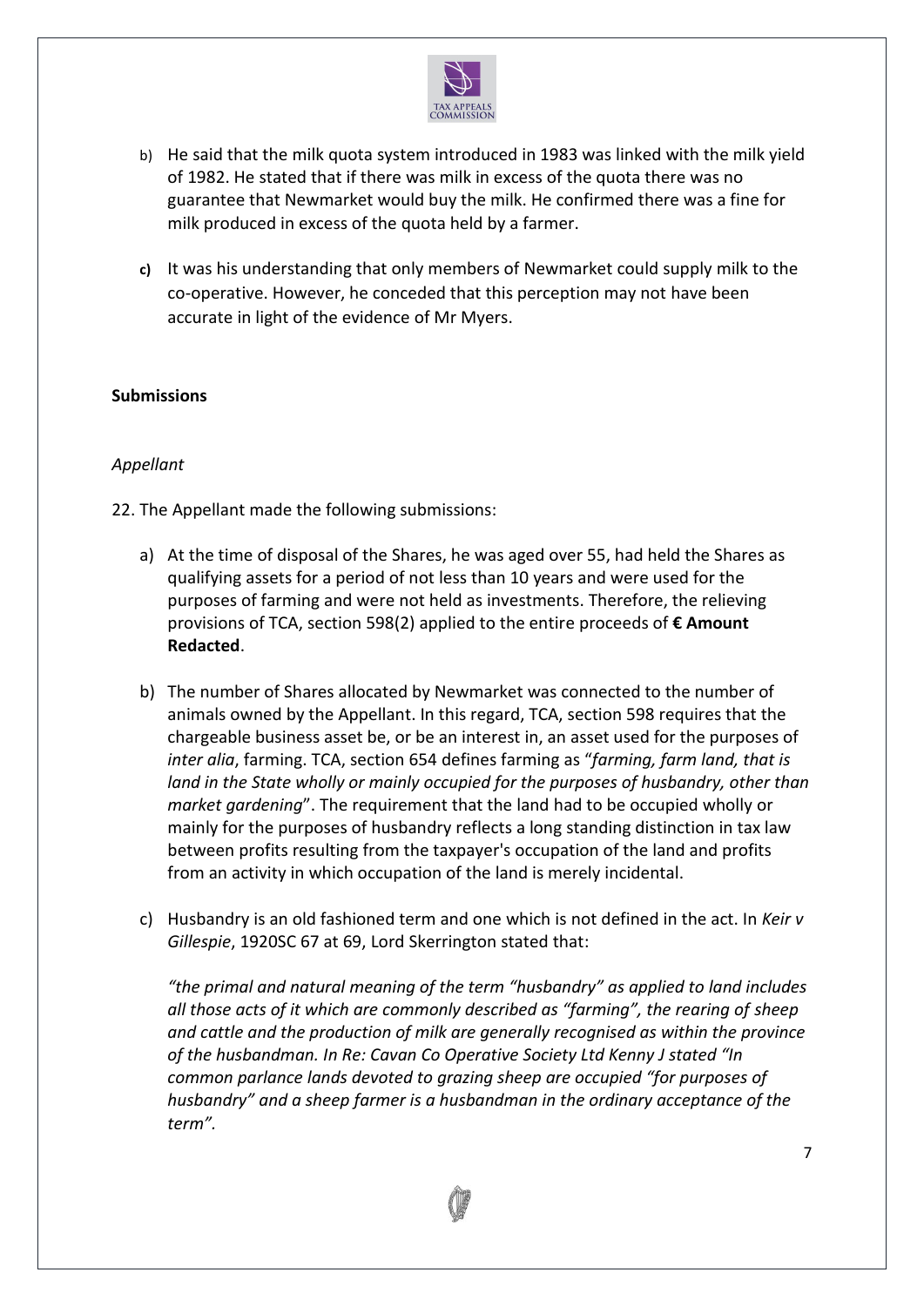b) He said that the milk quota system introduced in 1983 was linked with the milk yield of 1982. He stated that if there was milk in excess of the quota there was no guarantee that Newmarket would buy the milk. He confirmed there was a fine for milk produced in excess of the quota held by a farmer.

c) It was his understanding that only members of Newmarket could supply milk to the co-operative. However, he conceded that this perception may not have been accurate in light of the evidence of Mr Myers.

**Submissions**

*Appellant*

22. The Appellant made the following submissions:

a) At the time of disposal of the Shares, he was aged over 55, had held the Shares as qualifying assets for a period of not less than 10 years and were used for the purposes of farming and were not held as investments. Therefore, the relieving provisions of TCA, section 598(2) applied to the entire proceeds of **€ Amount Redacted**.

b) The number of Shares allocated by Newmarket was connected to the number of animals owned by the Appellant. In this regard, TCA, section 598 requires that the chargeable business asset be, or be an interest in, an asset used for the purposes of *inter alia*, farming. TCA, section 654 defines farming as "*farming, farm land, that is land in the State wholly or mainly occupied for the purposes of husbandry, other than market gardening*". The requirement that the land had to be occupied wholly or mainly for the purposes of husbandry reflects a long standing distinction in tax law between profits resulting from the taxpayer's occupation of the land and profits from an activity in which occupation of the land is merely incidental.

c) Husbandry is an old fashioned term and one which is not defined in the act. In *Keir v Gillespie*, 1920SC 67 at 69, Lord Skerrington stated that:

*"the primal and natural meaning of the term "husbandry" as applied to land includes all those acts of it which are commonly described as "farming", the rearing of sheep and cattle and the production of milk are generally recognised as within the province of the husbandman. In Re: Cavan Co Operative Society Ltd Kenny J stated "In common parlance lands devoted to grazing sheep are occupied "for purposes of husbandry" and a sheep farmer is a husbandman in the ordinary acceptance of the term".*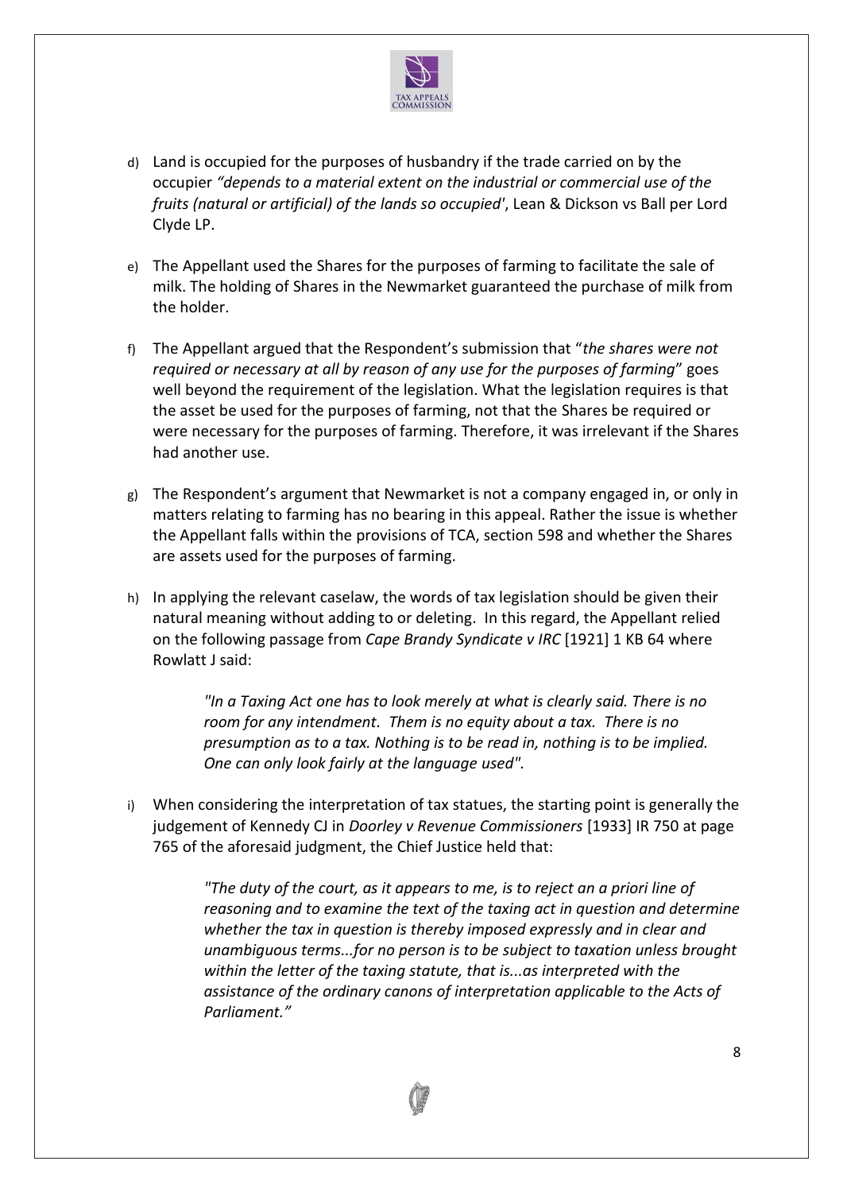d) Land is occupied for the purposes of husbandry if the trade carried on by the occupier *"depends to a material extent on the industrial or commercial use of the fruits (natural or artificial) of the lands so occupied*', Lean & Dickson vs Ball per Lord Clyde LP.

e) The Appellant used the Shares for the purposes of farming to facilitate the sale of milk. The holding of Shares in the Newmarket guaranteed the purchase of milk from the holder.

f) The Appellant argued that the Respondent's submission that "*the shares were not required or necessary at all by reason of any use for the purposes of farming*" goes well beyond the requirement of the legislation. What the legislation requires is that the asset be used for the purposes of farming, not that the Shares be required or were necessary for the purposes of farming. Therefore, it was irrelevant if the Shares had another use.

g) The Respondent's argument that Newmarket is not a company engaged in, or only in matters relating to farming has no bearing in this appeal. Rather the issue is whether the Appellant falls within the provisions of TCA, section 598 and whether the Shares are assets used for the purposes of farming.

h) In applying the relevant caselaw, the words of tax legislation should be given their natural meaning without adding to or deleting. In this regard, the Appellant relied on the following passage from *Cape Brandy Syndicate v IRC* [1921] 1 KB 64 where Rowlatt J said:

> *"In a Taxing Act one has to look merely at what is clearly said. There is no room for any intendment. Them is no equity about a tax. There is no presumption as to a tax. Nothing is to be read in, nothing is to be implied. One can only look fairly at the language used".*

i) When considering the interpretation of tax statues, the starting point is generally the judgement of Kennedy CJ in *Doorley v Revenue Commissioners* [1933] IR 750 at page 765 of the aforesaid judgment, the Chief Justice held that:

> *"The duty of the court, as it appears to me, is to reject an a priori line of reasoning and to examine the text of the taxing act in question and determine whether the tax in question is thereby imposed expressly and in clear and unambiguous terms...for no person is to be subject to taxation unless brought within the letter of the taxing statute, that is...as interpreted with the assistance of the ordinary canons of interpretation applicable to the Acts of Parliament."*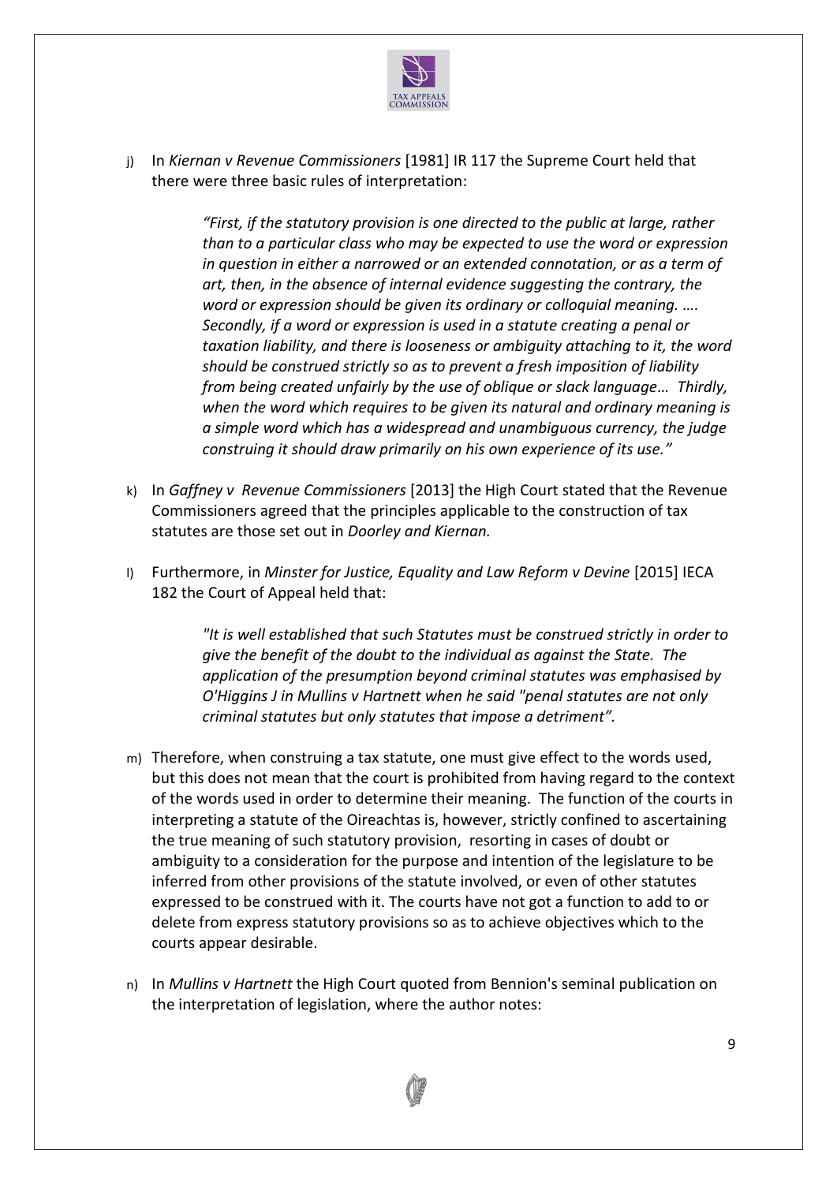j) In *Kiernan v Revenue Commissioners* [1981] IR 117 the Supreme Court held that there were three basic rules of interpretation:

> *"First, if the statutory provision is one directed to the public at large, rather than to a particular class who may be expected to use the word or expression in question in either a narrowed or an extended connotation, or as a term of art, then, in the absence of internal evidence suggesting the contrary, the word or expression should be given its ordinary or colloquial meaning. …. Secondly, if a word or expression is used in a statute creating a penal or taxation liability, and there is looseness or ambiguity attaching to it, the word should be construed strictly so as to prevent a fresh imposition of liability from being created unfairly by the use of oblique or slack language… Thirdly, when the word which requires to be given its natural and ordinary meaning is a simple word which has a widespread and unambiguous currency, the judge construing it should draw primarily on his own experience of its use."*

k) In *Gaffney v Revenue Commissioners* [2013] the High Court stated that the Revenue Commissioners agreed that the principles applicable to the construction of tax statutes are those set out in *Doorley and Kiernan.*

l) Furthermore, in *Minster for Justice, Equality and Law Reform v Devine* [2015] IECA 182 the Court of Appeal held that:

> *"It is well established that such Statutes must be construed strictly in order to give the benefit of the doubt to the individual as against the State. The application of the presumption beyond criminal statutes was emphasised by O'Higgins J in Mullins v Hartnett when he said "penal statutes are not only criminal statutes but only statutes that impose a detriment".*

m) Therefore, when construing a tax statute, one must give effect to the words used, but this does not mean that the court is prohibited from having regard to the context of the words used in order to determine their meaning. The function of the courts in interpreting a statute of the Oireachtas is, however, strictly confined to ascertaining the true meaning of such statutory provision, resorting in cases of doubt or ambiguity to a consideration for the purpose and intention of the legislature to be inferred from other provisions of the statute involved, or even of other statutes expressed to be construed with it. The courts have not got a function to add to or delete from express statutory provisions so as to achieve objectives which to the courts appear desirable.

n) In *Mullins v Hartnett* the High Court quoted from Bennion's seminal publication on the interpretation of legislation, where the author notes: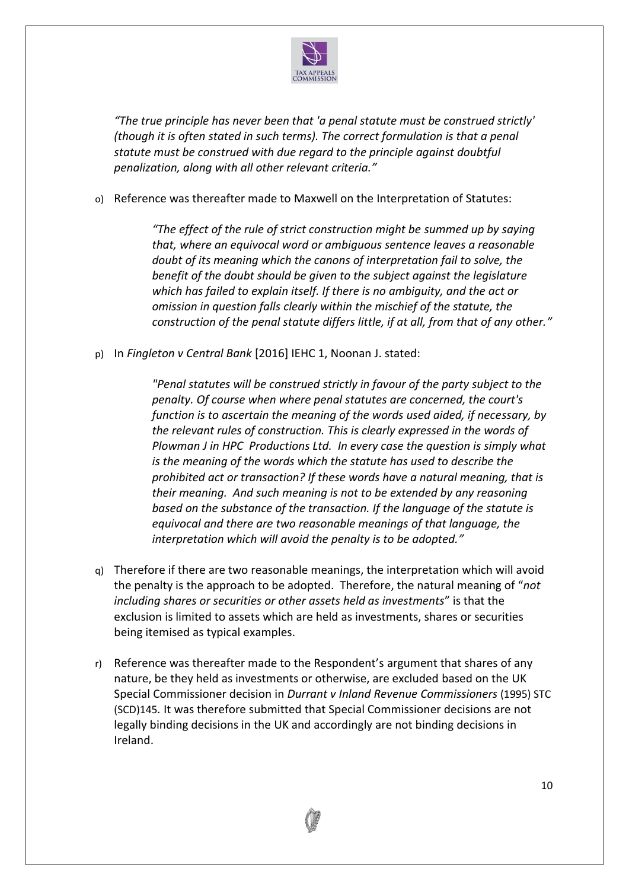*"The true principle has never been that 'a penal statute must be construed strictly' (though it is often stated in such terms). The correct formulation is that a penal statute must be construed with due regard to the principle against doubtful penalization, along with all other relevant criteria."*

o) Reference was thereafter made to Maxwell on the Interpretation of Statutes:

> *"The effect of the rule of strict construction might be summed up by saying that, where an equivocal word or ambiguous sentence leaves a reasonable doubt of its meaning which the canons of interpretation fail to solve, the benefit of the doubt should be given to the subject against the legislature which has failed to explain itself. If there is no ambiguity, and the act or omission in question falls clearly within the mischief of the statute, the construction of the penal statute differs little, if at all, from that of any other."*

p) In *Fingleton v Central Bank* [2016] IEHC 1, Noonan J. stated:

> *"Penal statutes will be construed strictly in favour of the party subject to the penalty. Of course when where penal statutes are concerned, the court's function is to ascertain the meaning of the words used aided, if necessary, by the relevant rules of construction. This is clearly expressed in the words of Plowman J in HPC Productions Ltd. In every case the question is simply what is the meaning of the words which the statute has used to describe the prohibited act or transaction? If these words have a natural meaning, that is their meaning. And such meaning is not to be extended by any reasoning based on the substance of the transaction. If the language of the statute is equivocal and there are two reasonable meanings of that language, the interpretation which will avoid the penalty is to be adopted."*

q) Therefore if there are two reasonable meanings, the interpretation which will avoid the penalty is the approach to be adopted. Therefore, the natural meaning of "*not including shares or securities or other assets held as investments*" is that the exclusion is limited to assets which are held as investments, shares or securities being itemised as typical examples.

r) Reference was thereafter made to the Respondent's argument that shares of any nature, be they held as investments or otherwise, are excluded based on the UK Special Commissioner decision in *Durrant v Inland Revenue Commissioners* (1995) STC (SCD)145. It was therefore submitted that Special Commissioner decisions are not legally binding decisions in the UK and accordingly are not binding decisions in Ireland.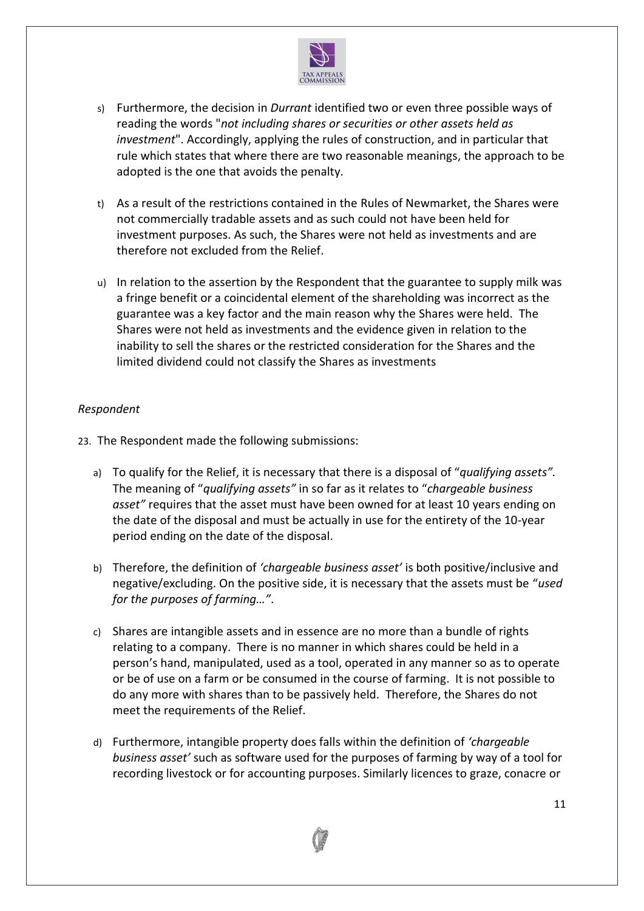s) Furthermore, the decision in *Durrant* identified two or even three possible ways of reading the words "*not including shares or securities or other assets held as investment*". Accordingly, applying the rules of construction, and in particular that rule which states that where there are two reasonable meanings, the approach to be adopted is the one that avoids the penalty.

t) As a result of the restrictions contained in the Rules of Newmarket, the Shares were not commercially tradable assets and as such could not have been held for investment purposes. As such, the Shares were not held as investments and are therefore not excluded from the Relief.

u) In relation to the assertion by the Respondent that the guarantee to supply milk was a fringe benefit or a coincidental element of the shareholding was incorrect as the guarantee was a key factor and the main reason why the Shares were held. The Shares were not held as investments and the evidence given in relation to the inability to sell the shares or the restricted consideration for the Shares and the limited dividend could not classify the Shares as investments

*Respondent*

23. The Respondent made the following submissions:

a) To qualify for the Relief, it is necessary that there is a disposal of "*qualifying assets".* The meaning of "*qualifying assets"* in so far as it relates to "*chargeable business asset"* requires that the asset must have been owned for at least 10 years ending on the date of the disposal and must be actually in use for the entirety of the 10-year period ending on the date of the disposal.

b) Therefore, the definition of *'chargeable business asset'* is both positive/inclusive and negative/excluding. On the positive side, it is necessary that the assets must be "*used for the purposes of farming…"*.

c) Shares are intangible assets and in essence are no more than a bundle of rights relating to a company. There is no manner in which shares could be held in a person's hand, manipulated, used as a tool, operated in any manner so as to operate or be of use on a farm or be consumed in the course of farming. It is not possible to do any more with shares than to be passively held. Therefore, the Shares do not meet the requirements of the Relief.

d) Furthermore, intangible property does falls within the definition of *'chargeable business asset'* such as software used for the purposes of farming by way of a tool for recording livestock or for accounting purposes. Similarly licences to graze, conacre or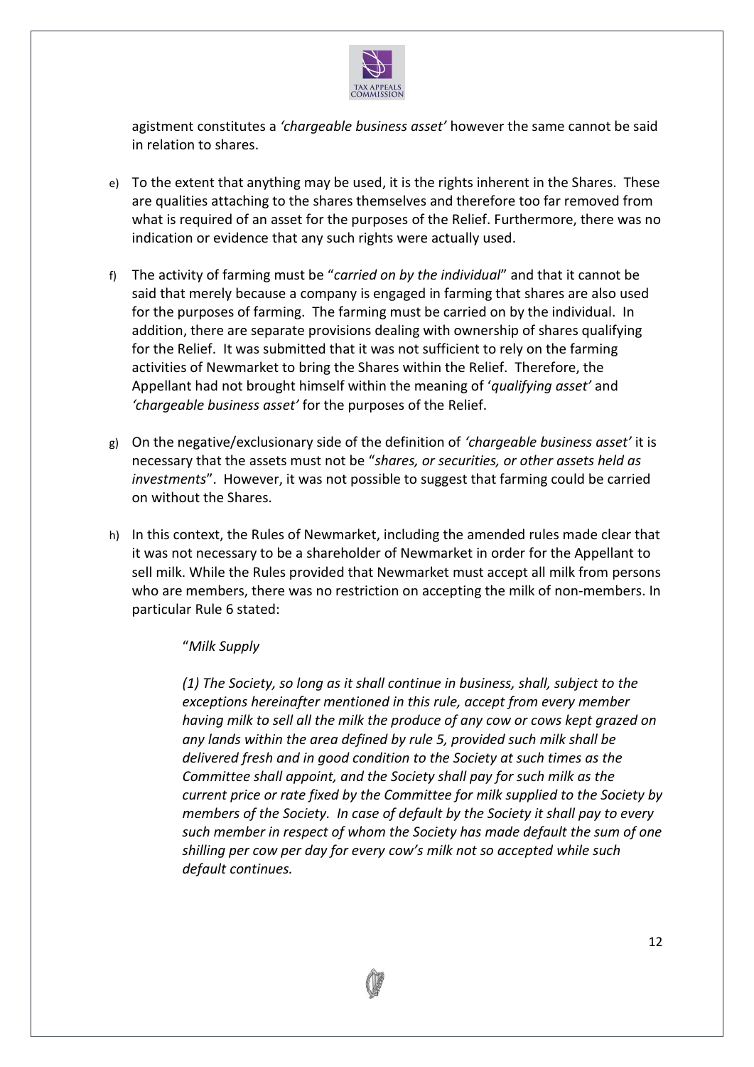agistment constitutes a *'chargeable business asset'* however the same cannot be said in relation to shares.

e) To the extent that anything may be used, it is the rights inherent in the Shares. These are qualities attaching to the shares themselves and therefore too far removed from what is required of an asset for the purposes of the Relief. Furthermore, there was no indication or evidence that any such rights were actually used.

f) The activity of farming must be "*carried on by the individual*" and that it cannot be said that merely because a company is engaged in farming that shares are also used for the purposes of farming. The farming must be carried on by the individual. In addition, there are separate provisions dealing with ownership of shares qualifying for the Relief. It was submitted that it was not sufficient to rely on the farming activities of Newmarket to bring the Shares within the Relief. Therefore, the Appellant had not brought himself within the meaning of '*qualifying asset'* and *'chargeable business asset'* for the purposes of the Relief.

g) On the negative/exclusionary side of the definition of *'chargeable business asset'* it is necessary that the assets must not be "*shares, or securities, or other assets held as investments*". However, it was not possible to suggest that farming could be carried on without the Shares.

h) In this context, the Rules of Newmarket, including the amended rules made clear that it was not necessary to be a shareholder of Newmarket in order for the Appellant to sell milk. While the Rules provided that Newmarket must accept all milk from persons who are members, there was no restriction on accepting the milk of non-members. In particular Rule 6 stated:

> "*Milk Supply*
>
> *(1) The Society, so long as it shall continue in business, shall, subject to the exceptions hereinafter mentioned in this rule, accept from every member having milk to sell all the milk the produce of any cow or cows kept grazed on any lands within the area defined by rule 5, provided such milk shall be delivered fresh and in good condition to the Society at such times as the Committee shall appoint, and the Society shall pay for such milk as the current price or rate fixed by the Committee for milk supplied to the Society by members of the Society. In case of default by the Society it shall pay to every such member in respect of whom the Society has made default the sum of one shilling per cow per day for every cow's milk not so accepted while such default continues.*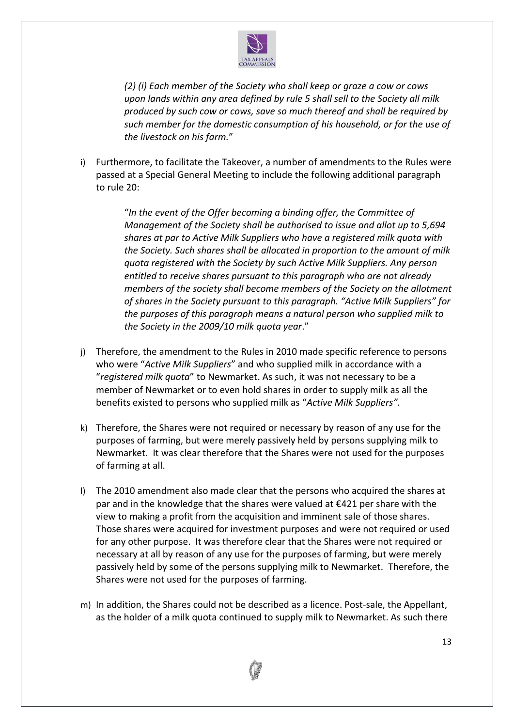*(2) (i) Each member of the Society who shall keep or graze a cow or cows upon lands within any area defined by rule 5 shall sell to the Society all milk produced by such cow or cows, save so much thereof and shall be required by such member for the domestic consumption of his household, or for the use of the livestock on his farm.*"

i) Furthermore, to facilitate the Takeover, a number of amendments to the Rules were passed at a Special General Meeting to include the following additional paragraph to rule 20:

> "*In the event of the Offer becoming a binding offer, the Committee of Management of the Society shall be authorised to issue and allot up to 5,694 shares at par to Active Milk Suppliers who have a registered milk quota with the Society. Such shares shall be allocated in proportion to the amount of milk quota registered with the Society by such Active Milk Suppliers. Any person entitled to receive shares pursuant to this paragraph who are not already members of the society shall become members of the Society on the allotment of shares in the Society pursuant to this paragraph. "Active Milk Suppliers" for the purposes of this paragraph means a natural person who supplied milk to the Society in the 2009/10 milk quota year*."

j) Therefore, the amendment to the Rules in 2010 made specific reference to persons who were "*Active Milk Suppliers*" and who supplied milk in accordance with a "*registered milk quota*" to Newmarket. As such, it was not necessary to be a member of Newmarket or to even hold shares in order to supply milk as all the benefits existed to persons who supplied milk as "*Active Milk Suppliers".*

k) Therefore, the Shares were not required or necessary by reason of any use for the purposes of farming, but were merely passively held by persons supplying milk to Newmarket. It was clear therefore that the Shares were not used for the purposes of farming at all.

l) The 2010 amendment also made clear that the persons who acquired the shares at par and in the knowledge that the shares were valued at €421 per share with the view to making a profit from the acquisition and imminent sale of those shares. Those shares were acquired for investment purposes and were not required or used for any other purpose. It was therefore clear that the Shares were not required or necessary at all by reason of any use for the purposes of farming, but were merely passively held by some of the persons supplying milk to Newmarket. Therefore, the Shares were not used for the purposes of farming.

m) In addition, the Shares could not be described as a licence. Post-sale, the Appellant, as the holder of a milk quota continued to supply milk to Newmarket. As such there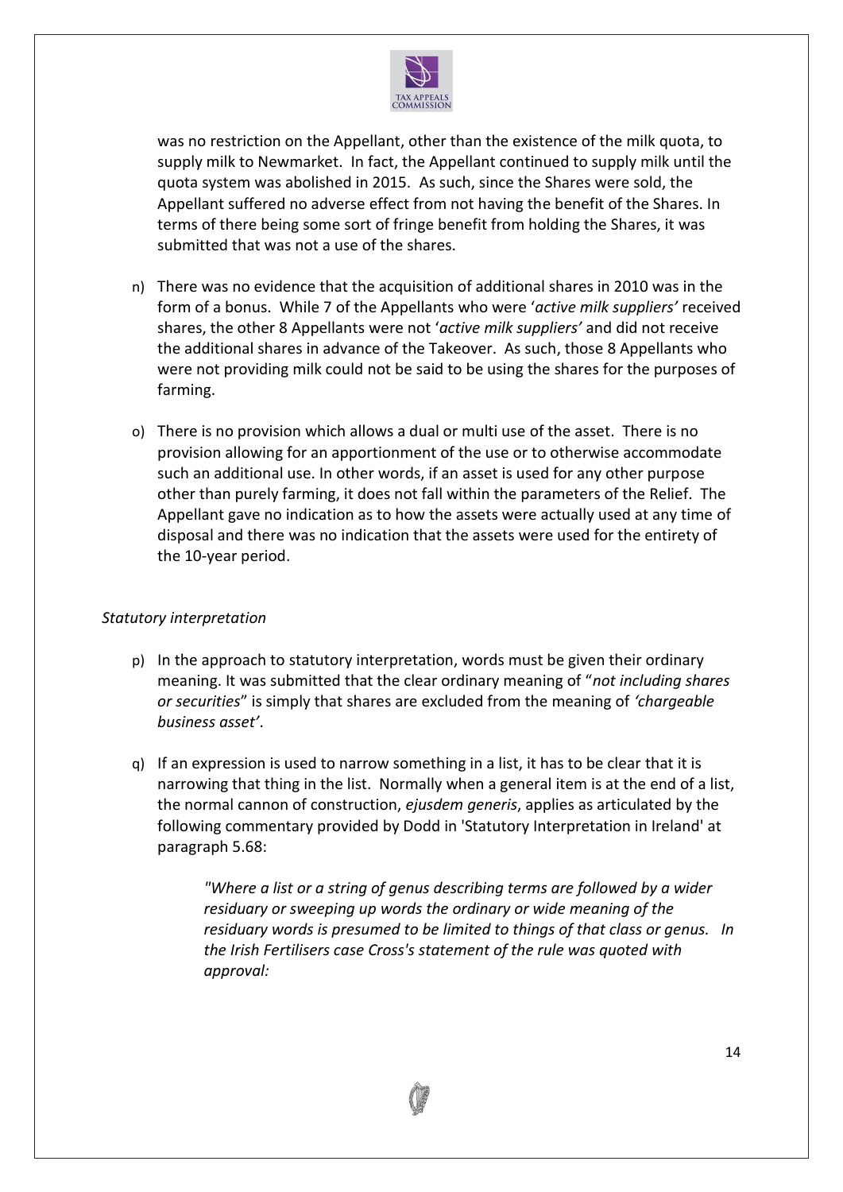was no restriction on the Appellant, other than the existence of the milk quota, to supply milk to Newmarket. In fact, the Appellant continued to supply milk until the quota system was abolished in 2015. As such, since the Shares were sold, the Appellant suffered no adverse effect from not having the benefit of the Shares. In terms of there being some sort of fringe benefit from holding the Shares, it was submitted that was not a use of the shares.

n) There was no evidence that the acquisition of additional shares in 2010 was in the form of a bonus. While 7 of the Appellants who were '*active milk suppliers'* received shares, the other 8 Appellants were not '*active milk suppliers'* and did not receive the additional shares in advance of the Takeover. As such, those 8 Appellants who were not providing milk could not be said to be using the shares for the purposes of farming.

o) There is no provision which allows a dual or multi use of the asset. There is no provision allowing for an apportionment of the use or to otherwise accommodate such an additional use. In other words, if an asset is used for any other purpose other than purely farming, it does not fall within the parameters of the Relief. The Appellant gave no indication as to how the assets were actually used at any time of disposal and there was no indication that the assets were used for the entirety of the 10-year period.

*Statutory interpretation*

p) In the approach to statutory interpretation, words must be given their ordinary meaning. It was submitted that the clear ordinary meaning of "*not including shares or securities*" is simply that shares are excluded from the meaning of *'chargeable business asset'*.

q) If an expression is used to narrow something in a list, it has to be clear that it is narrowing that thing in the list. Normally when a general item is at the end of a list, the normal cannon of construction, *ejusdem generis*, applies as articulated by the following commentary provided by Dodd in 'Statutory Interpretation in Ireland' at paragraph 5.68:

> *"Where a list or a string of genus describing terms are followed by a wider residuary or sweeping up words the ordinary or wide meaning of the residuary words is presumed to be limited to things of that class or genus. In the Irish Fertilisers case Cross's statement of the rule was quoted with approval:*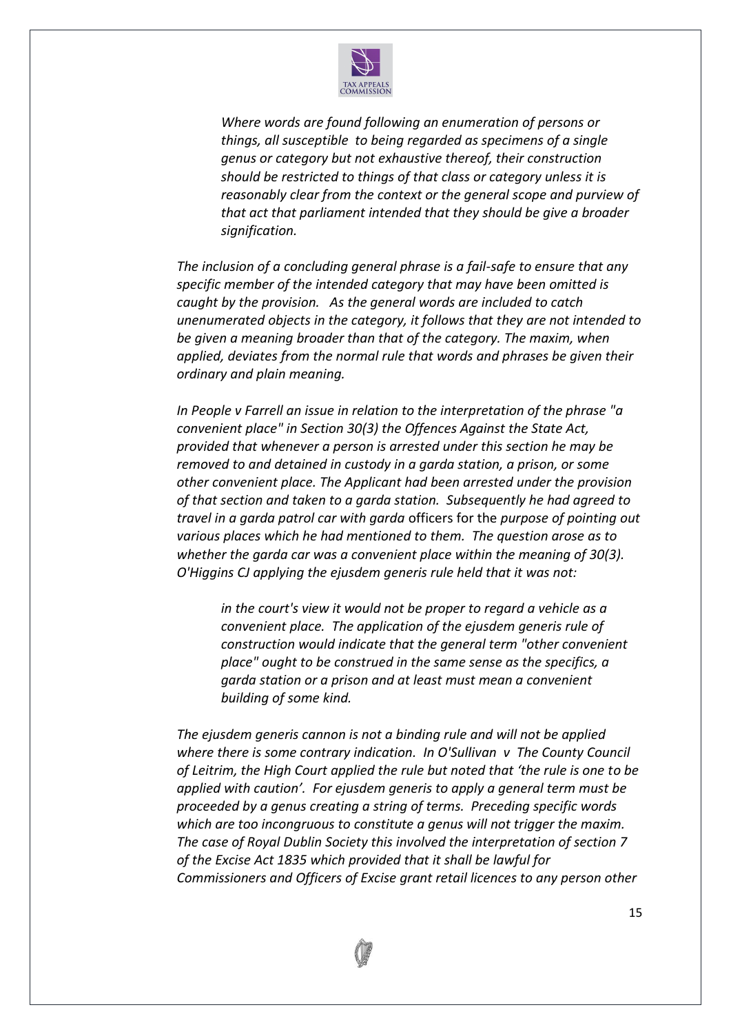> *Where words are found following an enumeration of persons or things, all susceptible to being regarded as specimens of a single genus or category but not exhaustive thereof, their construction should be restricted to things of that class or category unless it is reasonably clear from the context or the general scope and purview of that act that parliament intended that they should be give a broader signification.*

*The inclusion of a concluding general phrase is a fail-safe to ensure that any specific member of the intended category that may have been omitted is caught by the provision. As the general words are included to catch unenumerated objects in the category, it follows that they are not intended to be given a meaning broader than that of the category. The maxim, when applied, deviates from the normal rule that words and phrases be given their ordinary and plain meaning.*

*In People v Farrell an issue in relation to the interpretation of the phrase "a convenient place" in Section 30(3) the Offences Against the State Act, provided that whenever a person is arrested under this section he may be removed to and detained in custody in a garda station, a prison, or some other convenient place. The Applicant had been arrested under the provision of that section and taken to a garda station. Subsequently he had agreed to travel in a garda patrol car with garda* officers for the *purpose of pointing out various places which he had mentioned to them. The question arose as to whether the garda car was a convenient place within the meaning of 30(3). O'Higgins CJ applying the ejusdem generis rule held that it was not:*

> *in the court's view it would not be proper to regard a vehicle as a convenient place. The application of the ejusdem generis rule of construction would indicate that the general term "other convenient place" ought to be construed in the same sense as the specifics, a garda station or a prison and at least must mean a convenient building of some kind.*

*The ejusdem generis cannon is not a binding rule and will not be applied where there is some contrary indication. In O'Sullivan v The County Council of Leitrim, the High Court applied the rule but noted that 'the rule is one to be applied with caution'. For ejusdem generis to apply a general term must be proceeded by a genus creating a string of terms. Preceding specific words which are too incongruous to constitute a genus will not trigger the maxim. The case of Royal Dublin Society this involved the interpretation of section 7 of the Excise Act 1835 which provided that it shall be lawful for Commissioners and Officers of Excise grant retail licences to any person other*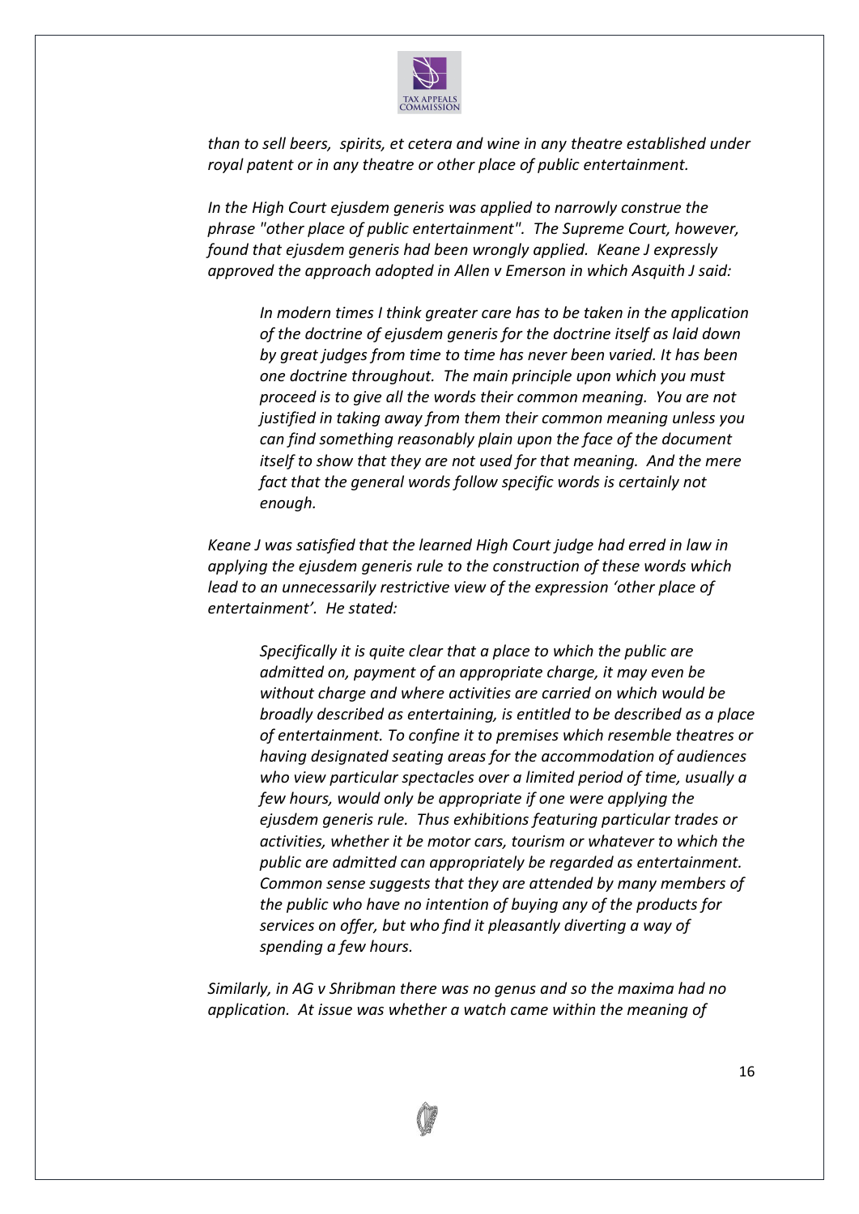*than to sell beers, spirits, et cetera and wine in any theatre established under royal patent or in any theatre or other place of public entertainment.*

*In the High Court ejusdem generis was applied to narrowly construe the phrase "other place of public entertainment". The Supreme Court, however, found that ejusdem generis had been wrongly applied. Keane J expressly approved the approach adopted in Allen v Emerson in which Asquith J said:*

> *In modern times I think greater care has to be taken in the application of the doctrine of ejusdem generis for the doctrine itself as laid down by great judges from time to time has never been varied. It has been one doctrine throughout. The main principle upon which you must proceed is to give all the words their common meaning. You are not justified in taking away from them their common meaning unless you can find something reasonably plain upon the face of the document itself to show that they are not used for that meaning. And the mere fact that the general words follow specific words is certainly not enough.*

*Keane J was satisfied that the learned High Court judge had erred in law in applying the ejusdem generis rule to the construction of these words which lead to an unnecessarily restrictive view of the expression 'other place of entertainment'. He stated:*

> *Specifically it is quite clear that a place to which the public are admitted on, payment of an appropriate charge, it may even be without charge and where activities are carried on which would be broadly described as entertaining, is entitled to be described as a place of entertainment. To confine it to premises which resemble theatres or having designated seating areas for the accommodation of audiences who view particular spectacles over a limited period of time, usually a few hours, would only be appropriate if one were applying the ejusdem generis rule. Thus exhibitions featuring particular trades or activities, whether it be motor cars, tourism or whatever to which the public are admitted can appropriately be regarded as entertainment. Common sense suggests that they are attended by many members of the public who have no intention of buying any of the products for services on offer, but who find it pleasantly diverting a way of spending a few hours.*

*Similarly, in AG v Shribman there was no genus and so the maxima had no application. At issue was whether a watch came within the meaning of*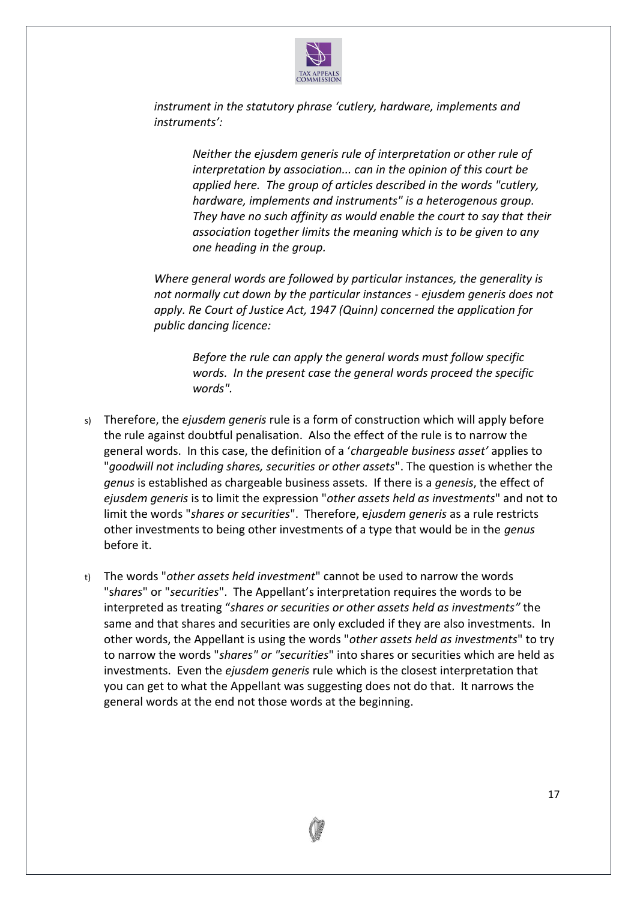*instrument in the statutory phrase 'cutlery, hardware, implements and instruments':*

> *Neither the ejusdem generis rule of interpretation or other rule of interpretation by association... can in the opinion of this court be applied here. The group of articles described in the words "cutlery, hardware, implements and instruments" is a heterogenous group. They have no such affinity as would enable the court to say that their association together limits the meaning which is to be given to any one heading in the group.*

*Where general words are followed by particular instances, the generality is not normally cut down by the particular instances - ejusdem generis does not apply. Re Court of Justice Act, 1947 (Quinn) concerned the application for public dancing licence:*

> *Before the rule can apply the general words must follow specific words. In the present case the general words proceed the specific words".*

s) Therefore, the *ejusdem generis* rule is a form of construction which will apply before the rule against doubtful penalisation. Also the effect of the rule is to narrow the general words. In this case, the definition of a '*chargeable business asset'* applies to "*goodwill not including shares, securities or other assets*". The question is whether the *genus* is established as chargeable business assets. If there is a *genesis*, the effect of *ejusdem generis* is to limit the expression "*other assets held as investments*" and not to limit the words "*shares or securities*". Therefore, e*jusdem generis* as a rule restricts other investments to being other investments of a type that would be in the *genus* before it.

t) The words "*other assets held investment*" cannot be used to narrow the words "s*hares*" or "*securities*". The Appellant's interpretation requires the words to be interpreted as treating *"shares or securities or other assets held as investments"* the same and that shares and securities are only excluded if they are also investments. In other words, the Appellant is using the words "*other assets held as investments*" to try to narrow the words "*shares" or "securities*" into shares or securities which are held as investments. Even the *ejusdem generis* rule which is the closest interpretation that you can get to what the Appellant was suggesting does not do that. It narrows the general words at the end not those words at the beginning.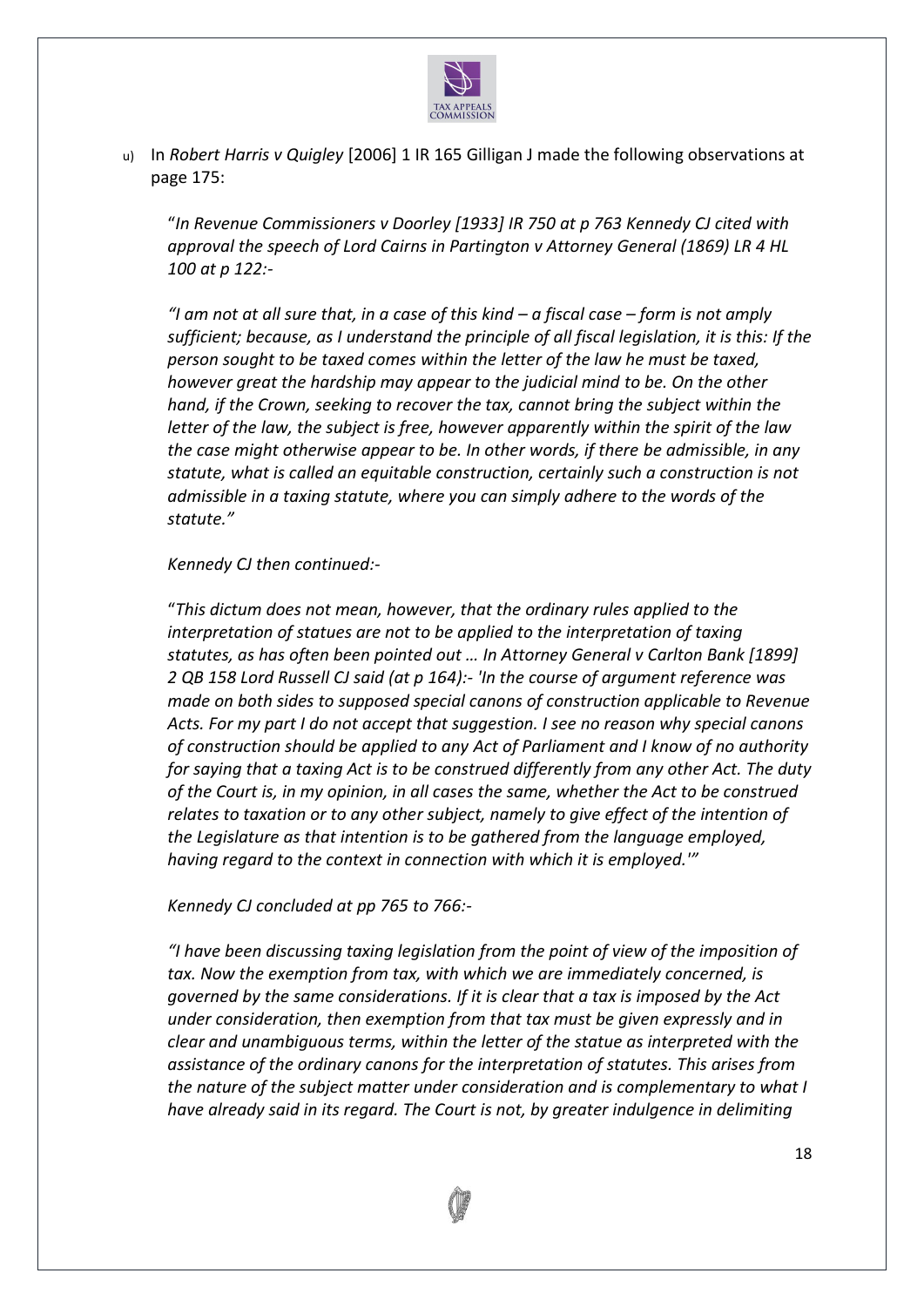u) In *Robert Harris v Quigley* [2006] 1 IR 165 Gilligan J made the following observations at page 175:

> "*In Revenue Commissioners v Doorley [1933] IR 750 at p 763 Kennedy CJ cited with approval the speech of Lord Cairns in Partington v Attorney General (1869) LR 4 HL 100 at p 122:-*
>
> *"I am not at all sure that, in a case of this kind – a fiscal case – form is not amply sufficient; because, as I understand the principle of all fiscal legislation, it is this: If the person sought to be taxed comes within the letter of the law he must be taxed, however great the hardship may appear to the judicial mind to be. On the other hand, if the Crown, seeking to recover the tax, cannot bring the subject within the letter of the law, the subject is free, however apparently within the spirit of the law the case might otherwise appear to be. In other words, if there be admissible, in any statute, what is called an equitable construction, certainly such a construction is not admissible in a taxing statute, where you can simply adhere to the words of the statute."*
>
> *Kennedy CJ then continued:-*
>
> "*This dictum does not mean, however, that the ordinary rules applied to the interpretation of statues are not to be applied to the interpretation of taxing statutes, as has often been pointed out … In Attorney General v Carlton Bank [1899] 2 QB 158 Lord Russell CJ said (at p 164):- 'In the course of argument reference was made on both sides to supposed special canons of construction applicable to Revenue Acts. For my part I do not accept that suggestion. I see no reason why special canons of construction should be applied to any Act of Parliament and I know of no authority for saying that a taxing Act is to be construed differently from any other Act. The duty of the Court is, in my opinion, in all cases the same, whether the Act to be construed relates to taxation or to any other subject, namely to give effect of the intention of the Legislature as that intention is to be gathered from the language employed, having regard to the context in connection with which it is employed.'"*
>
> *Kennedy CJ concluded at pp 765 to 766:-*
>
> *"I have been discussing taxing legislation from the point of view of the imposition of tax. Now the exemption from tax, with which we are immediately concerned, is governed by the same considerations. If it is clear that a tax is imposed by the Act under consideration, then exemption from that tax must be given expressly and in clear and unambiguous terms, within the letter of the statue as interpreted with the assistance of the ordinary canons for the interpretation of statutes. This arises from the nature of the subject matter under consideration and is complementary to what I have already said in its regard. The Court is not, by greater indulgence in delimiting*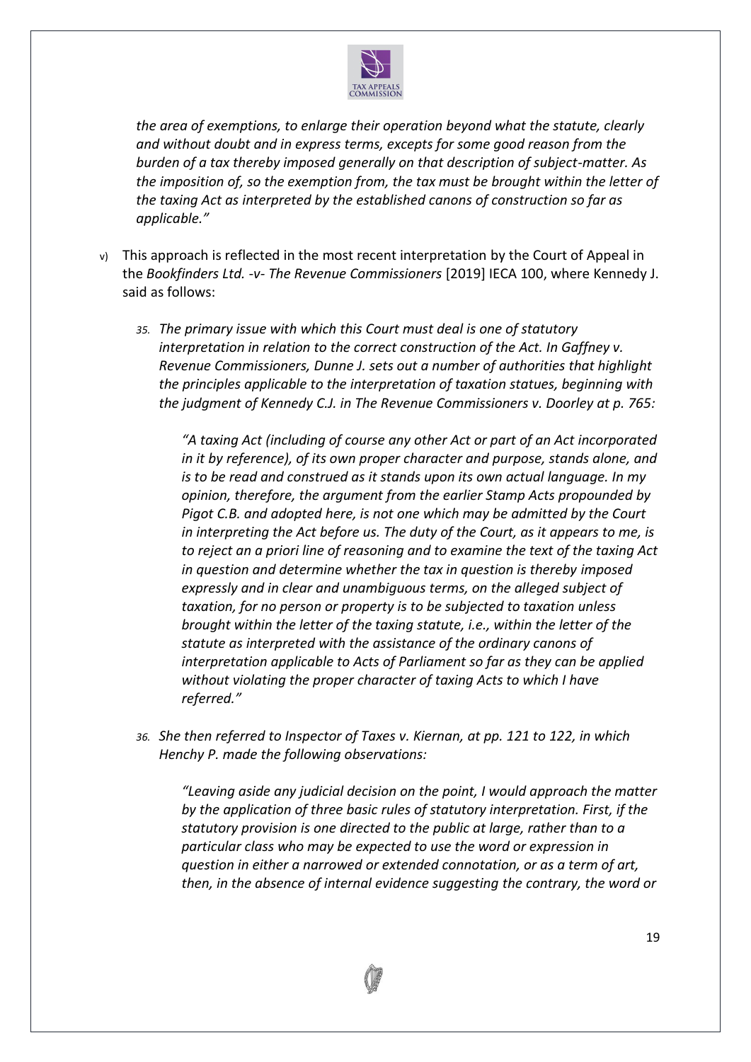*the area of exemptions, to enlarge their operation beyond what the statute, clearly and without doubt and in express terms, excepts for some good reason from the burden of a tax thereby imposed generally on that description of subject-matter. As the imposition of, so the exemption from, the tax must be brought within the letter of the taxing Act as interpreted by the established canons of construction so far as applicable."*

v) This approach is reflected in the most recent interpretation by the Court of Appeal in the *Bookfinders Ltd. -v- The Revenue Commissioners* [2019] IECA 100, where Kennedy J. said as follows:

> *35. The primary issue with which this Court must deal is one of statutory interpretation in relation to the correct construction of the Act. In Gaffney v. Revenue Commissioners, Dunne J. sets out a number of authorities that highlight the principles applicable to the interpretation of taxation statues, beginning with the judgment of Kennedy C.J. in The Revenue Commissioners v. Doorley at p. 765:*
>
> > *"A taxing Act (including of course any other Act or part of an Act incorporated in it by reference), of its own proper character and purpose, stands alone, and is to be read and construed as it stands upon its own actual language. In my opinion, therefore, the argument from the earlier Stamp Acts propounded by Pigot C.B. and adopted here, is not one which may be admitted by the Court in interpreting the Act before us. The duty of the Court, as it appears to me, is to reject an a priori line of reasoning and to examine the text of the taxing Act in question and determine whether the tax in question is thereby imposed expressly and in clear and unambiguous terms, on the alleged subject of taxation, for no person or property is to be subjected to taxation unless brought within the letter of the taxing statute, i.e., within the letter of the statute as interpreted with the assistance of the ordinary canons of interpretation applicable to Acts of Parliament so far as they can be applied without violating the proper character of taxing Acts to which I have referred."*
>
> *36. She then referred to Inspector of Taxes v. Kiernan, at pp. 121 to 122, in which Henchy P. made the following observations:*
>
> > *"Leaving aside any judicial decision on the point, I would approach the matter by the application of three basic rules of statutory interpretation. First, if the statutory provision is one directed to the public at large, rather than to a particular class who may be expected to use the word or expression in question in either a narrowed or extended connotation, or as a term of art, then, in the absence of internal evidence suggesting the contrary, the word or*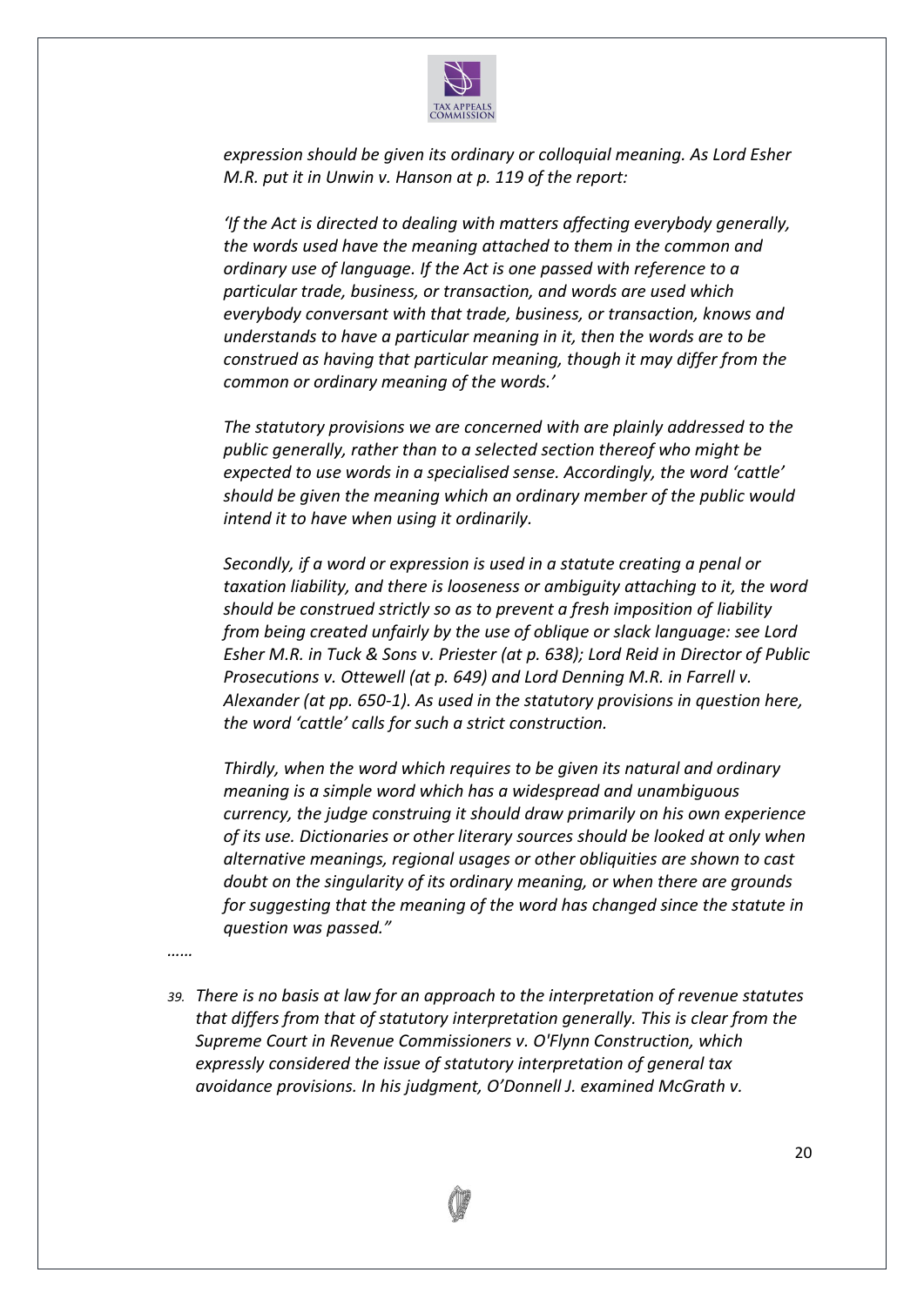*expression should be given its ordinary or colloquial meaning. As Lord Esher M.R. put it in Unwin v. Hanson at p. 119 of the report:*

*'If the Act is directed to dealing with matters affecting everybody generally, the words used have the meaning attached to them in the common and ordinary use of language. If the Act is one passed with reference to a particular trade, business, or transaction, and words are used which everybody conversant with that trade, business, or transaction, knows and understands to have a particular meaning in it, then the words are to be construed as having that particular meaning, though it may differ from the common or ordinary meaning of the words.'*

*The statutory provisions we are concerned with are plainly addressed to the public generally, rather than to a selected section thereof who might be expected to use words in a specialised sense. Accordingly, the word 'cattle' should be given the meaning which an ordinary member of the public would intend it to have when using it ordinarily.*

*Secondly, if a word or expression is used in a statute creating a penal or taxation liability, and there is looseness or ambiguity attaching to it, the word should be construed strictly so as to prevent a fresh imposition of liability from being created unfairly by the use of oblique or slack language: see Lord Esher M.R. in Tuck & Sons v. Priester (at p. 638); Lord Reid in Director of Public Prosecutions v. Ottewell (at p. 649) and Lord Denning M.R. in Farrell v. Alexander (at pp. 650-1). As used in the statutory provisions in question here, the word 'cattle' calls for such a strict construction.*

*Thirdly, when the word which requires to be given its natural and ordinary meaning is a simple word which has a widespread and unambiguous currency, the judge construing it should draw primarily on his own experience of its use. Dictionaries or other literary sources should be looked at only when alternative meanings, regional usages or other obliquities are shown to cast doubt on the singularity of its ordinary meaning, or when there are grounds for suggesting that the meaning of the word has changed since the statute in question was passed."*

*……*

*39. There is no basis at law for an approach to the interpretation of revenue statutes that differs from that of statutory interpretation generally. This is clear from the Supreme Court in Revenue Commissioners v. O'Flynn Construction, which expressly considered the issue of statutory interpretation of general tax avoidance provisions. In his judgment, O'Donnell J. examined McGrath v.*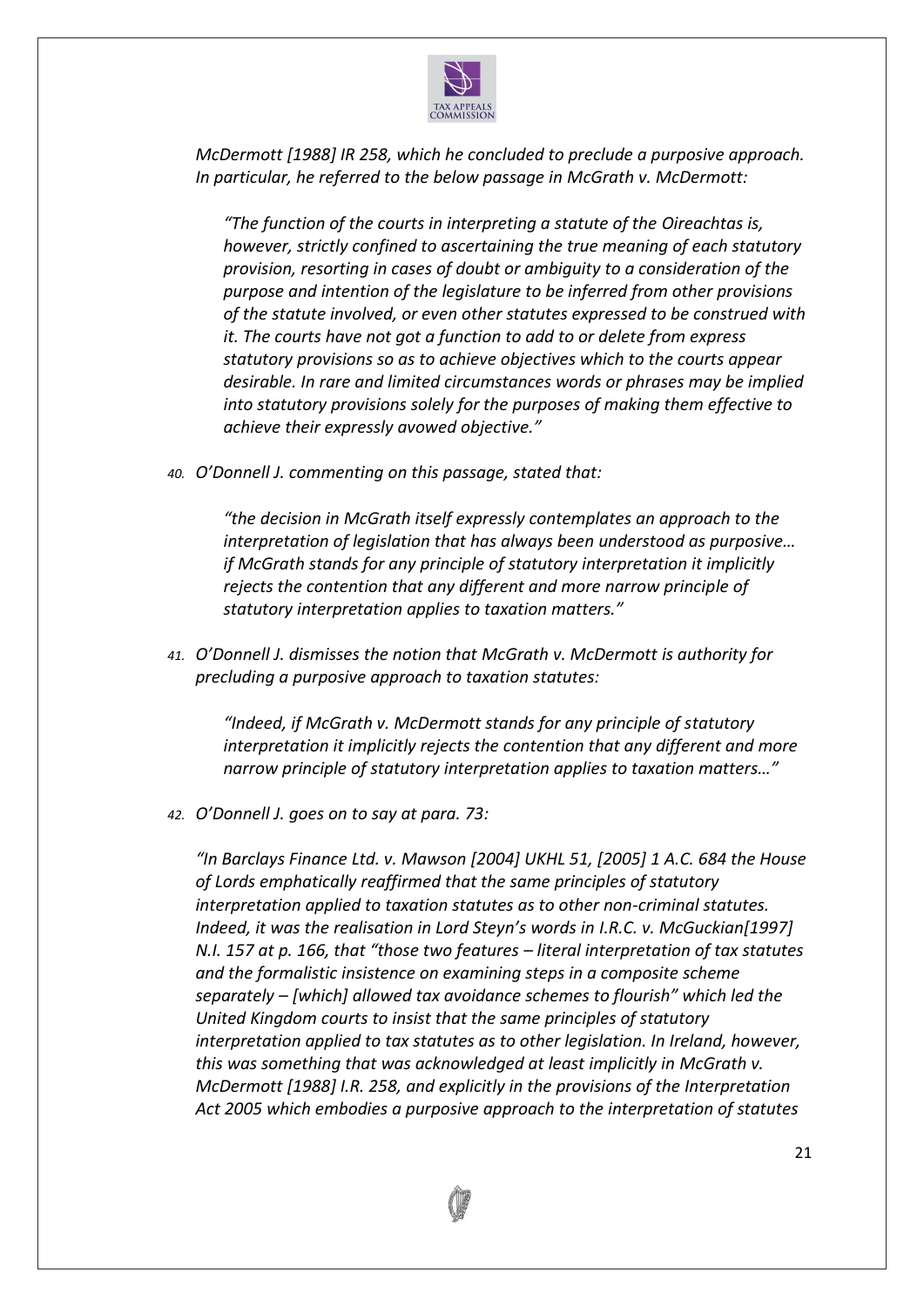*McDermott [1988] IR 258, which he concluded to preclude a purposive approach. In particular, he referred to the below passage in McGrath v. McDermott:*

> *"The function of the courts in interpreting a statute of the Oireachtas is, however, strictly confined to ascertaining the true meaning of each statutory provision, resorting in cases of doubt or ambiguity to a consideration of the purpose and intention of the legislature to be inferred from other provisions of the statute involved, or even other statutes expressed to be construed with it. The courts have not got a function to add to or delete from express statutory provisions so as to achieve objectives which to the courts appear desirable. In rare and limited circumstances words or phrases may be implied into statutory provisions solely for the purposes of making them effective to achieve their expressly avowed objective."*

40. *O'Donnell J. commenting on this passage, stated that:*

> *"the decision in McGrath itself expressly contemplates an approach to the interpretation of legislation that has always been understood as purposive… if McGrath stands for any principle of statutory interpretation it implicitly rejects the contention that any different and more narrow principle of statutory interpretation applies to taxation matters."*

41. *O'Donnell J. dismisses the notion that McGrath v. McDermott is authority for precluding a purposive approach to taxation statutes:*

> *"Indeed, if McGrath v. McDermott stands for any principle of statutory interpretation it implicitly rejects the contention that any different and more narrow principle of statutory interpretation applies to taxation matters…"*

42. *O'Donnell J. goes on to say at para. 73:*

> *"In Barclays Finance Ltd. v. Mawson [2004] UKHL 51, [2005] 1 A.C. 684 the House of Lords emphatically reaffirmed that the same principles of statutory interpretation applied to taxation statutes as to other non-criminal statutes. Indeed, it was the realisation in Lord Steyn's words in I.R.C. v. McGuckian[1997] N.I. 157 at p. 166, that "those two features – literal interpretation of tax statutes and the formalistic insistence on examining steps in a composite scheme separately – [which] allowed tax avoidance schemes to flourish" which led the United Kingdom courts to insist that the same principles of statutory interpretation applied to tax statutes as to other legislation. In Ireland, however, this was something that was acknowledged at least implicitly in McGrath v. McDermott [1988] I.R. 258, and explicitly in the provisions of the Interpretation Act 2005 which embodies a purposive approach to the interpretation of statutes*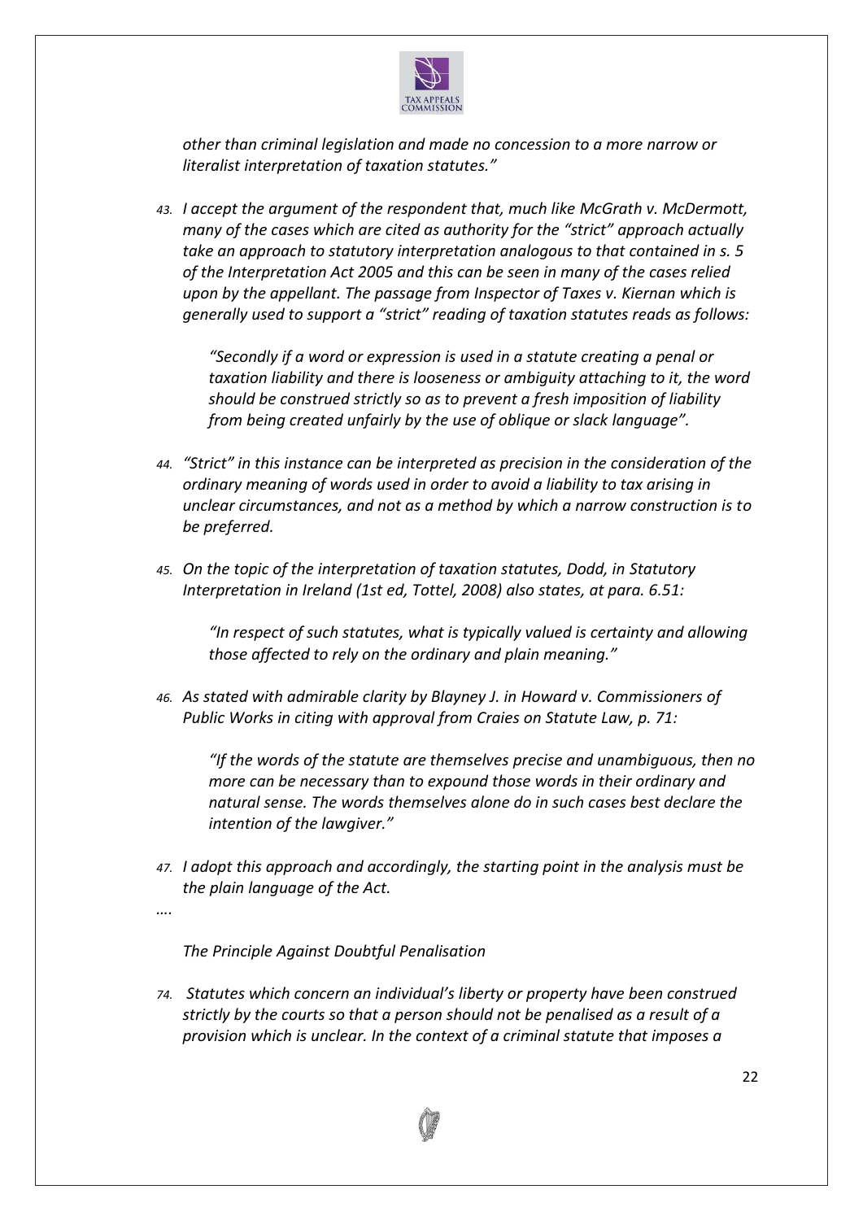*other than criminal legislation and made no concession to a more narrow or literalist interpretation of taxation statutes."*

*43. I accept the argument of the respondent that, much like McGrath v. McDermott, many of the cases which are cited as authority for the "strict" approach actually take an approach to statutory interpretation analogous to that contained in s. 5 of the Interpretation Act 2005 and this can be seen in many of the cases relied upon by the appellant. The passage from Inspector of Taxes v. Kiernan which is generally used to support a "strict" reading of taxation statutes reads as follows:*

> *"Secondly if a word or expression is used in a statute creating a penal or taxation liability and there is looseness or ambiguity attaching to it, the word should be construed strictly so as to prevent a fresh imposition of liability from being created unfairly by the use of oblique or slack language".*

*44. "Strict" in this instance can be interpreted as precision in the consideration of the ordinary meaning of words used in order to avoid a liability to tax arising in unclear circumstances, and not as a method by which a narrow construction is to be preferred.*

*45. On the topic of the interpretation of taxation statutes, Dodd, in Statutory Interpretation in Ireland (1st ed, Tottel, 2008) also states, at para. 6.51:*

> *"In respect of such statutes, what is typically valued is certainty and allowing those affected to rely on the ordinary and plain meaning."*

*46. As stated with admirable clarity by Blayney J. in Howard v. Commissioners of Public Works in citing with approval from Craies on Statute Law, p. 71:*

> *"If the words of the statute are themselves precise and unambiguous, then no more can be necessary than to expound those words in their ordinary and natural sense. The words themselves alone do in such cases best declare the intention of the lawgiver."*

*47. I adopt this approach and accordingly, the starting point in the analysis must be the plain language of the Act.*

*….*

*The Principle Against Doubtful Penalisation*

*74. Statutes which concern an individual's liberty or property have been construed strictly by the courts so that a person should not be penalised as a result of a provision which is unclear. In the context of a criminal statute that imposes a*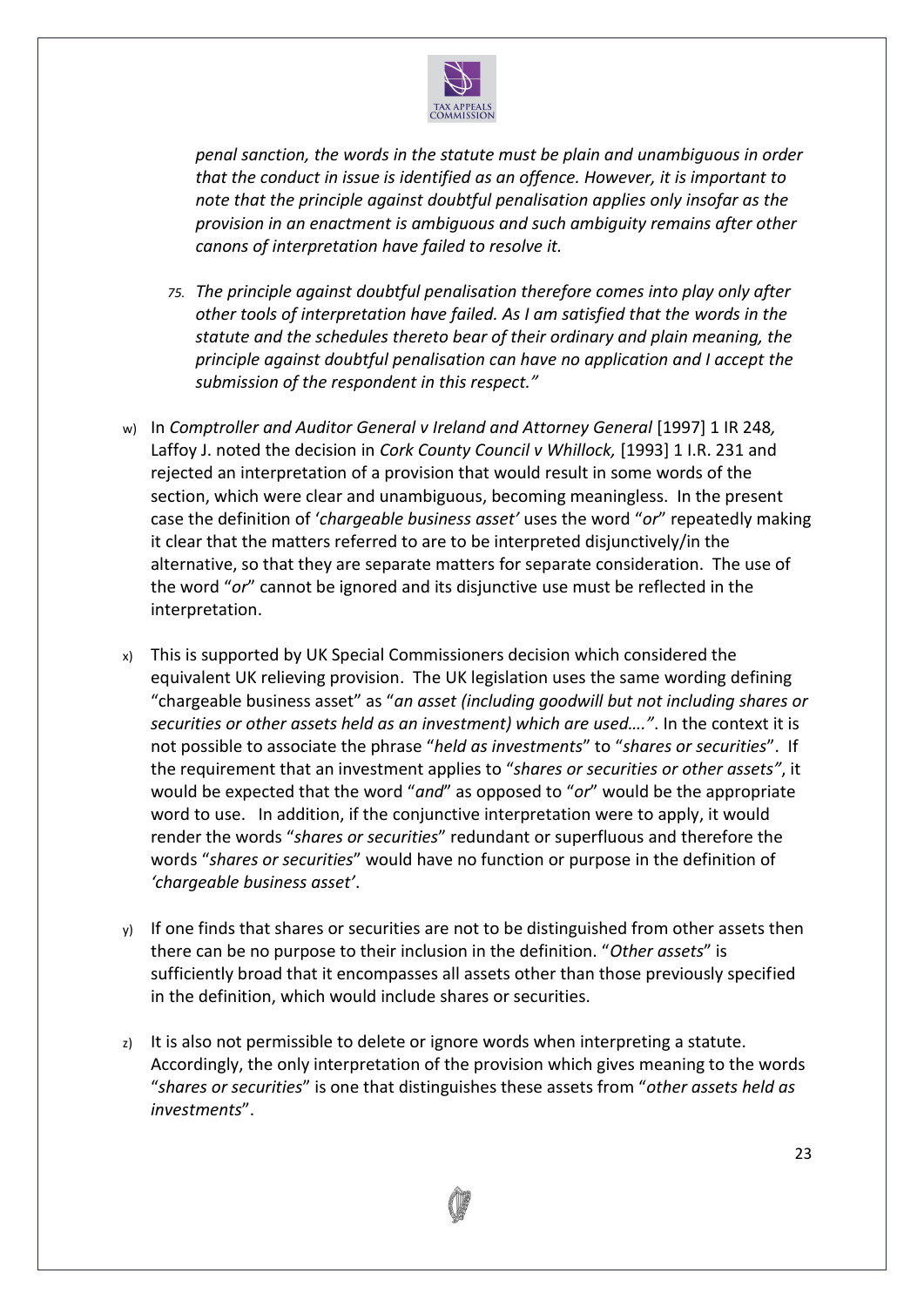*penal sanction, the words in the statute must be plain and unambiguous in order that the conduct in issue is identified as an offence. However, it is important to note that the principle against doubtful penalisation applies only insofar as the provision in an enactment is ambiguous and such ambiguity remains after other canons of interpretation have failed to resolve it.*

*75. The principle against doubtful penalisation therefore comes into play only after other tools of interpretation have failed. As I am satisfied that the words in the statute and the schedules thereto bear of their ordinary and plain meaning, the principle against doubtful penalisation can have no application and I accept the submission of the respondent in this respect."*

w) In *Comptroller and Auditor General v Ireland and Attorney General* [1997] 1 IR 248*,* Laffoy J. noted the decision in *Cork County Council v Whillock,* [1993] 1 I.R. 231 and rejected an interpretation of a provision that would result in some words of the section, which were clear and unambiguous, becoming meaningless. In the present case the definition of '*chargeable business asset'* uses the word "*or*" repeatedly making it clear that the matters referred to are to be interpreted disjunctively/in the alternative, so that they are separate matters for separate consideration. The use of the word "*or*" cannot be ignored and its disjunctive use must be reflected in the interpretation.

x) This is supported by UK Special Commissioners decision which considered the equivalent UK relieving provision. The UK legislation uses the same wording defining "chargeable business asset" as "*an asset (including goodwill but not including shares or securities or other assets held as an investment) which are used…."*. In the context it is not possible to associate the phrase "*held as investments*" to "*shares or securities*". If the requirement that an investment applies to "*shares or securities or other assets"*, it would be expected that the word "*and*" as opposed to "*or*" would be the appropriate word to use. In addition, if the conjunctive interpretation were to apply, it would render the words "*shares or securities*" redundant or superfluous and therefore the words "*shares or securities*" would have no function or purpose in the definition of *'chargeable business asset'*.

y) If one finds that shares or securities are not to be distinguished from other assets then there can be no purpose to their inclusion in the definition. "*Other assets*" is sufficiently broad that it encompasses all assets other than those previously specified in the definition, which would include shares or securities.

z) It is also not permissible to delete or ignore words when interpreting a statute. Accordingly, the only interpretation of the provision which gives meaning to the words "*shares or securities*" is one that distinguishes these assets from "*other assets held as investments*".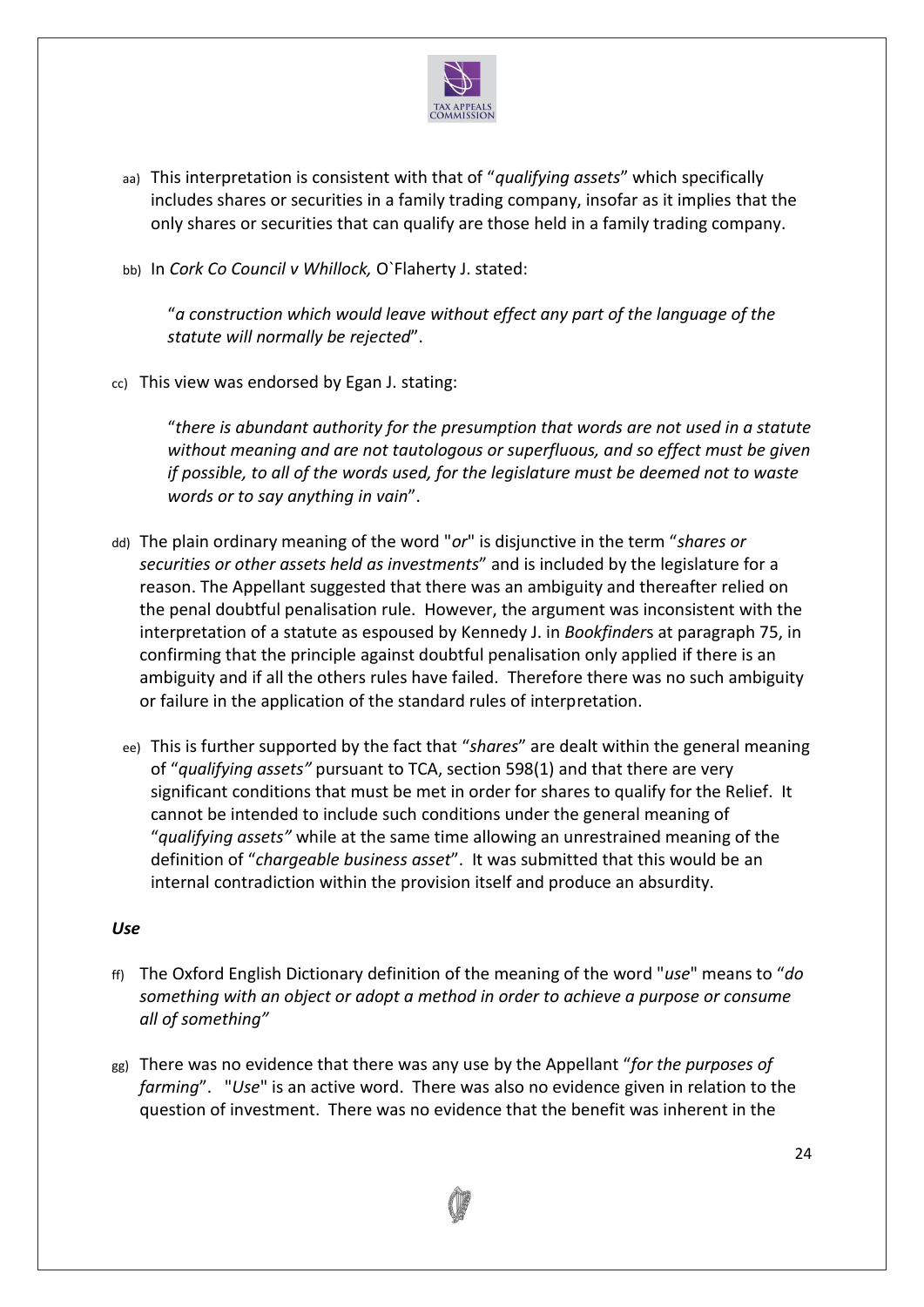aa) This interpretation is consistent with that of "*qualifying assets*" which specifically includes shares or securities in a family trading company, insofar as it implies that the only shares or securities that can qualify are those held in a family trading company.

bb) In *Cork Co Council v Whillock,* O`Flaherty J. stated:

> "*a construction which would leave without effect any part of the language of the statute will normally be rejected*".

cc) This view was endorsed by Egan J. stating:

> "*there is abundant authority for the presumption that words are not used in a statute without meaning and are not tautologous or superfluous, and so effect must be given if possible, to all of the words used, for the legislature must be deemed not to waste words or to say anything in vain*".

dd) The plain ordinary meaning of the word "*or*" is disjunctive in the term "*shares or securities or other assets held as investments*" and is included by the legislature for a reason. The Appellant suggested that there was an ambiguity and thereafter relied on the penal doubtful penalisation rule. However, the argument was inconsistent with the interpretation of a statute as espoused by Kennedy J. in *Bookfinder*s at paragraph 75, in confirming that the principle against doubtful penalisation only applied if there is an ambiguity and if all the others rules have failed. Therefore there was no such ambiguity or failure in the application of the standard rules of interpretation.

ee) This is further supported by the fact that "*shares*" are dealt within the general meaning of "*qualifying assets"* pursuant to TCA, section 598(1) and that there are very significant conditions that must be met in order for shares to qualify for the Relief. It cannot be intended to include such conditions under the general meaning of "*qualifying assets"* while at the same time allowing an unrestrained meaning of the definition of "*chargeable business asset*". It was submitted that this would be an internal contradiction within the provision itself and produce an absurdity.

***Use***

ff) The Oxford English Dictionary definition of the meaning of the word "*use*" means to "*do something with an object or adopt a method in order to achieve a purpose or consume all of something"*

gg) There was no evidence that there was any use by the Appellant "*for the purposes of farming*". "*Use*" is an active word. There was also no evidence given in relation to the question of investment. There was no evidence that the benefit was inherent in the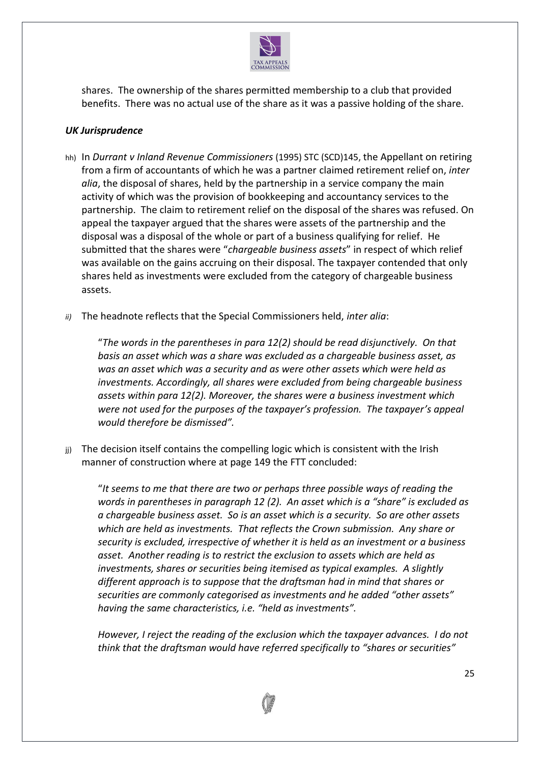shares. The ownership of the shares permitted membership to a club that provided benefits. There was no actual use of the share as it was a passive holding of the share.

***UK Jurisprudence***

hh) In *Durrant v Inland Revenue Commissioners* (1995) STC (SCD)145, the Appellant on retiring from a firm of accountants of which he was a partner claimed retirement relief on, *inter alia*, the disposal of shares, held by the partnership in a service company the main activity of which was the provision of bookkeeping and accountancy services to the partnership. The claim to retirement relief on the disposal of the shares was refused. On appeal the taxpayer argued that the shares were assets of the partnership and the disposal was a disposal of the whole or part of a business qualifying for relief. He submitted that the shares were "*chargeable business assets*" in respect of which relief was available on the gains accruing on their disposal. The taxpayer contended that only shares held as investments were excluded from the category of chargeable business assets.

*ii)* The headnote reflects that the Special Commissioners held, *inter alia*:

> "*The words in the parentheses in para 12(2) should be read disjunctively. On that basis an asset which was a share was excluded as a chargeable business asset, as was an asset which was a security and as were other assets which were held as investments. Accordingly, all shares were excluded from being chargeable business assets within para 12(2). Moreover, the shares were a business investment which were not used for the purposes of the taxpayer's profession. The taxpayer's appeal would therefore be dismissed"*.

jj) The decision itself contains the compelling logic which is consistent with the Irish manner of construction where at page 149 the FTT concluded:

> "*It seems to me that there are two or perhaps three possible ways of reading the words in parentheses in paragraph 12 (2). An asset which is a "share" is excluded as a chargeable business asset. So is an asset which is a security. So are other assets which are held as investments. That reflects the Crown submission. Any share or security is excluded, irrespective of whether it is held as an investment or a business asset. Another reading is to restrict the exclusion to assets which are held as investments, shares or securities being itemised as typical examples. A slightly different approach is to suppose that the draftsman had in mind that shares or securities are commonly categorised as investments and he added "other assets" having the same characteristics, i.e. "held as investments".*
>
> *However, I reject the reading of the exclusion which the taxpayer advances. I do not think that the draftsman would have referred specifically to "shares or securities"*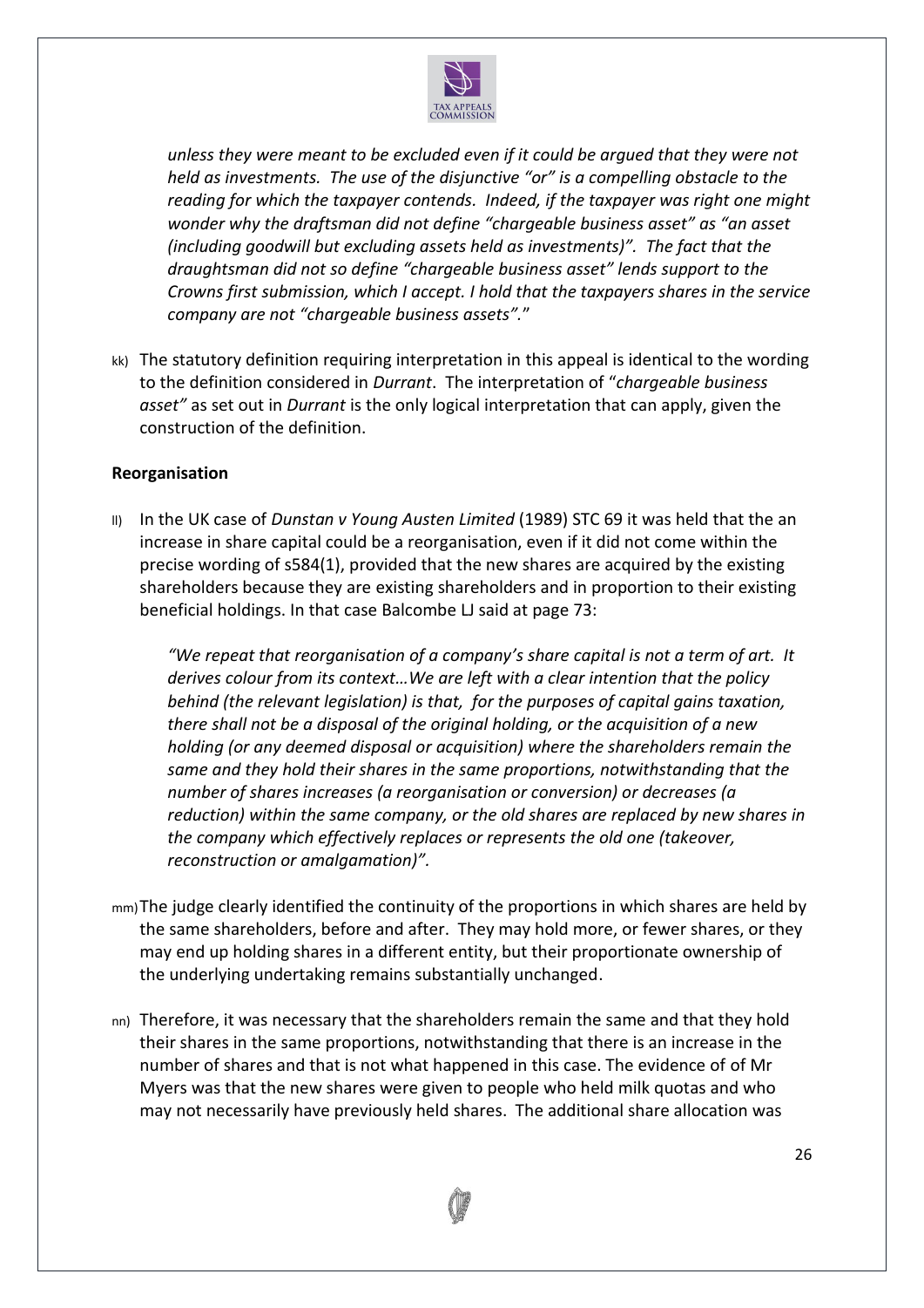*unless they were meant to be excluded even if it could be argued that they were not held as investments. The use of the disjunctive "or" is a compelling obstacle to the reading for which the taxpayer contends. Indeed, if the taxpayer was right one might wonder why the draftsman did not define "chargeable business asset" as "an asset (including goodwill but excluding assets held as investments)". The fact that the draughtsman did not so define "chargeable business asset" lends support to the Crowns first submission, which I accept. I hold that the taxpayers shares in the service company are not "chargeable business assets".*"

kk) The statutory definition requiring interpretation in this appeal is identical to the wording to the definition considered in *Durrant*. The interpretation of "*chargeable business asset"* as set out in *Durrant* is the only logical interpretation that can apply, given the construction of the definition.

**Reorganisation**

ll) In the UK case of *Dunstan v Young Austen Limited* (1989) STC 69 it was held that the an increase in share capital could be a reorganisation, even if it did not come within the precise wording of s584(1), provided that the new shares are acquired by the existing shareholders because they are existing shareholders and in proportion to their existing beneficial holdings. In that case Balcombe LJ said at page 73:

> *"We repeat that reorganisation of a company's share capital is not a term of art. It derives colour from its context…We are left with a clear intention that the policy behind (the relevant legislation) is that, for the purposes of capital gains taxation, there shall not be a disposal of the original holding, or the acquisition of a new holding (or any deemed disposal or acquisition) where the shareholders remain the same and they hold their shares in the same proportions, notwithstanding that the number of shares increases (a reorganisation or conversion) or decreases (a reduction) within the same company, or the old shares are replaced by new shares in the company which effectively replaces or represents the old one (takeover, reconstruction or amalgamation)".*

mm) The judge clearly identified the continuity of the proportions in which shares are held by the same shareholders, before and after. They may hold more, or fewer shares, or they may end up holding shares in a different entity, but their proportionate ownership of the underlying undertaking remains substantially unchanged.

nn) Therefore, it was necessary that the shareholders remain the same and that they hold their shares in the same proportions, notwithstanding that there is an increase in the number of shares and that is not what happened in this case. The evidence of of Mr Myers was that the new shares were given to people who held milk quotas and who may not necessarily have previously held shares. The additional share allocation was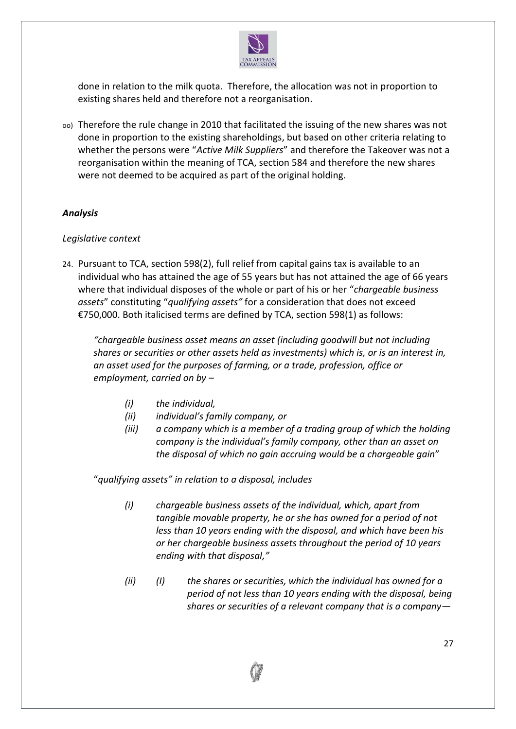done in relation to the milk quota. Therefore, the allocation was not in proportion to existing shares held and therefore not a reorganisation.

oo) Therefore the rule change in 2010 that facilitated the issuing of the new shares was not done in proportion to the existing shareholdings, but based on other criteria relating to whether the persons were "*Active Milk Suppliers*" and therefore the Takeover was not a reorganisation within the meaning of TCA, section 584 and therefore the new shares were not deemed to be acquired as part of the original holding.

### *Analysis*

*Legislative context*

24. Pursuant to TCA, section 598(2), full relief from capital gains tax is available to an individual who has attained the age of 55 years but has not attained the age of 66 years where that individual disposes of the whole or part of his or her "*chargeable business assets*" constituting "*qualifying assets"* for a consideration that does not exceed €750,000. Both italicised terms are defined by TCA, section 598(1) as follows:

    *"chargeable business asset means an asset (including goodwill but not including shares or securities or other assets held as investments) which is, or is an interest in, an asset used for the purposes of farming, or a trade, profession, office or employment, carried on by –*

    - *(i) the individual,*
    - *(ii) individual's family company, or*
    - *(iii) a company which is a member of a trading group of which the holding company is the individual's family company, other than an asset on the disposal of which no gain accruing would be a chargeable gain*"

    "*qualifying assets" in relation to a disposal, includes*

    - *(i) chargeable business assets of the individual, which, apart from tangible movable property, he or she has owned for a period of not less than 10 years ending with the disposal, and which have been his or her chargeable business assets throughout the period of 10 years ending with that disposal,"*

    - *(ii) (I) the shares or securities, which the individual has owned for a period of not less than 10 years ending with the disposal, being shares or securities of a relevant company that is a company—*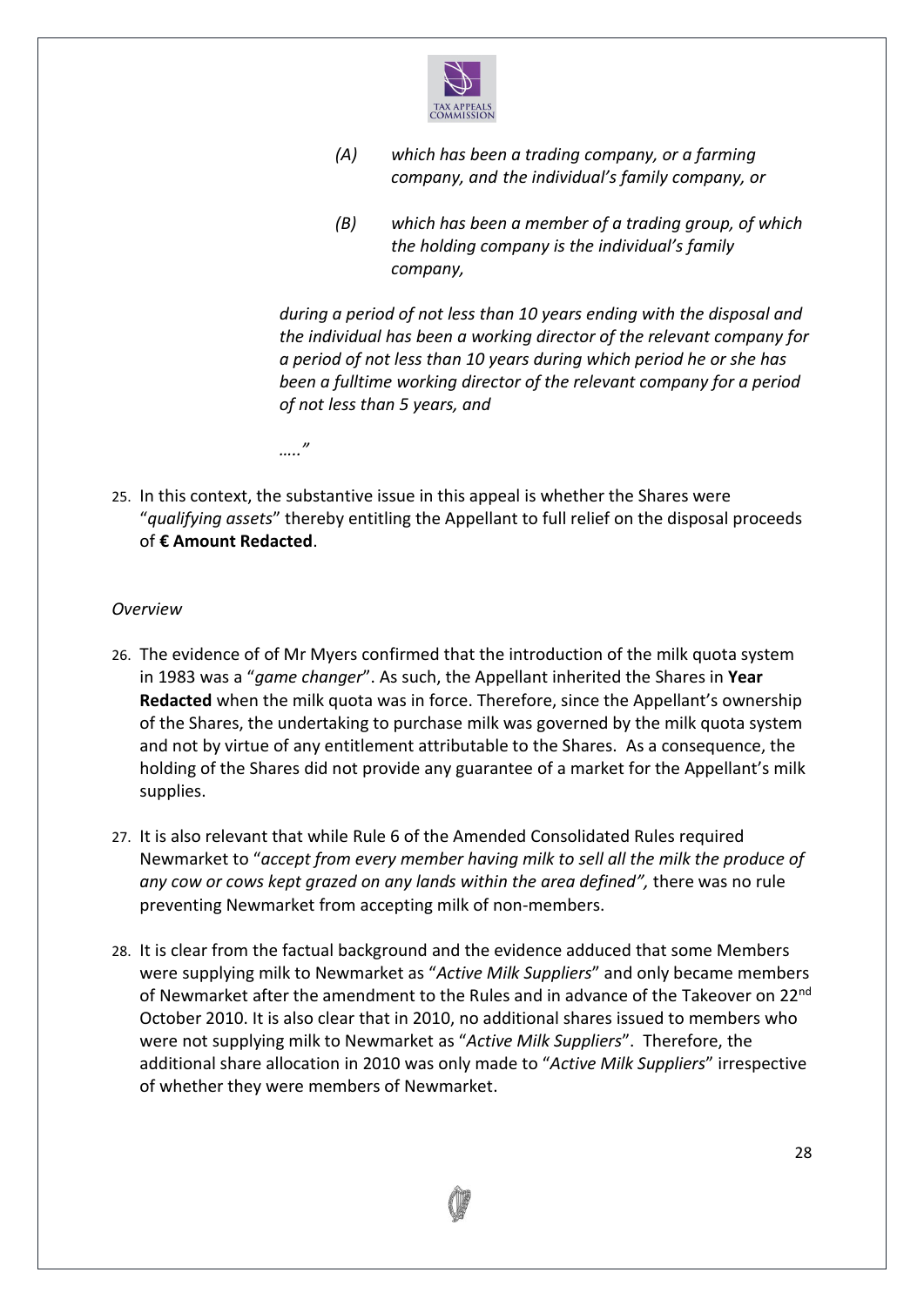> *(A) which has been a trading company, or a farming company, and the individual's family company, or*
>
> *(B) which has been a member of a trading group, of which the holding company is the individual's family company,*
>
> *during a period of not less than 10 years ending with the disposal and the individual has been a working director of the relevant company for a period of not less than 10 years during which period he or she has been a fulltime working director of the relevant company for a period of not less than 5 years, and*
>
> *….."*

25. In this context, the substantive issue in this appeal is whether the Shares were "*qualifying assets*" thereby entitling the Appellant to full relief on the disposal proceeds of **€ Amount Redacted**.

*Overview*

26. The evidence of of Mr Myers confirmed that the introduction of the milk quota system in 1983 was a "*game changer*". As such, the Appellant inherited the Shares in **Year Redacted** when the milk quota was in force. Therefore, since the Appellant's ownership of the Shares, the undertaking to purchase milk was governed by the milk quota system and not by virtue of any entitlement attributable to the Shares. As a consequence, the holding of the Shares did not provide any guarantee of a market for the Appellant's milk supplies.

27. It is also relevant that while Rule 6 of the Amended Consolidated Rules required Newmarket to "*accept from every member having milk to sell all the milk the produce of any cow or cows kept grazed on any lands within the area defined",* there was no rule preventing Newmarket from accepting milk of non-members.

28. It is clear from the factual background and the evidence adduced that some Members were supplying milk to Newmarket as "*Active Milk Suppliers*" and only became members of Newmarket after the amendment to the Rules and in advance of the Takeover on 22nd October 2010. It is also clear that in 2010, no additional shares issued to members who were not supplying milk to Newmarket as "*Active Milk Suppliers*". Therefore, the additional share allocation in 2010 was only made to "*Active Milk Suppliers*" irrespective of whether they were members of Newmarket.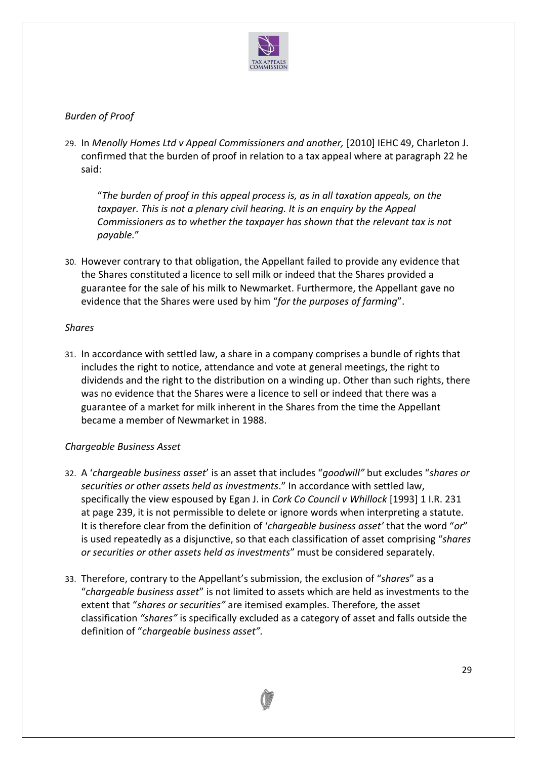*Burden of Proof*

29. In *Menolly Homes Ltd v Appeal Commissioners and another,* [2010] IEHC 49, Charleton J. confirmed that the burden of proof in relation to a tax appeal where at paragraph 22 he said:

    "*The burden of proof in this appeal process is, as in all taxation appeals, on the taxpayer. This is not a plenary civil hearing. It is an enquiry by the Appeal Commissioners as to whether the taxpayer has shown that the relevant tax is not payable.*"

30. However contrary to that obligation, the Appellant failed to provide any evidence that the Shares constituted a licence to sell milk or indeed that the Shares provided a guarantee for the sale of his milk to Newmarket. Furthermore, the Appellant gave no evidence that the Shares were used by him "*for the purposes of farming*".

*Shares*

31. In accordance with settled law, a share in a company comprises a bundle of rights that includes the right to notice, attendance and vote at general meetings, the right to dividends and the right to the distribution on a winding up. Other than such rights, there was no evidence that the Shares were a licence to sell or indeed that there was a guarantee of a market for milk inherent in the Shares from the time the Appellant became a member of Newmarket in 1988.

*Chargeable Business Asset*

32. A '*chargeable business asset*' is an asset that includes "*goodwill"* but excludes "*shares or securities or other assets held as investments*." In accordance with settled law, specifically the view espoused by Egan J. in *Cork Co Council v Whillock* [1993] 1 I.R. 231 at page 239, it is not permissible to delete or ignore words when interpreting a statute. It is therefore clear from the definition of '*chargeable business asset'* that the word "*or*" is used repeatedly as a disjunctive, so that each classification of asset comprising "*shares or securities or other assets held as investments*" must be considered separately.

33. Therefore, contrary to the Appellant's submission, the exclusion of "*shares*" as a "*chargeable business asset*" is not limited to assets which are held as investments to the extent that "*shares or securities"* are itemised examples. Therefore, the asset classification *"shares"* is specifically excluded as a category of asset and falls outside the definition of "*chargeable business asset".*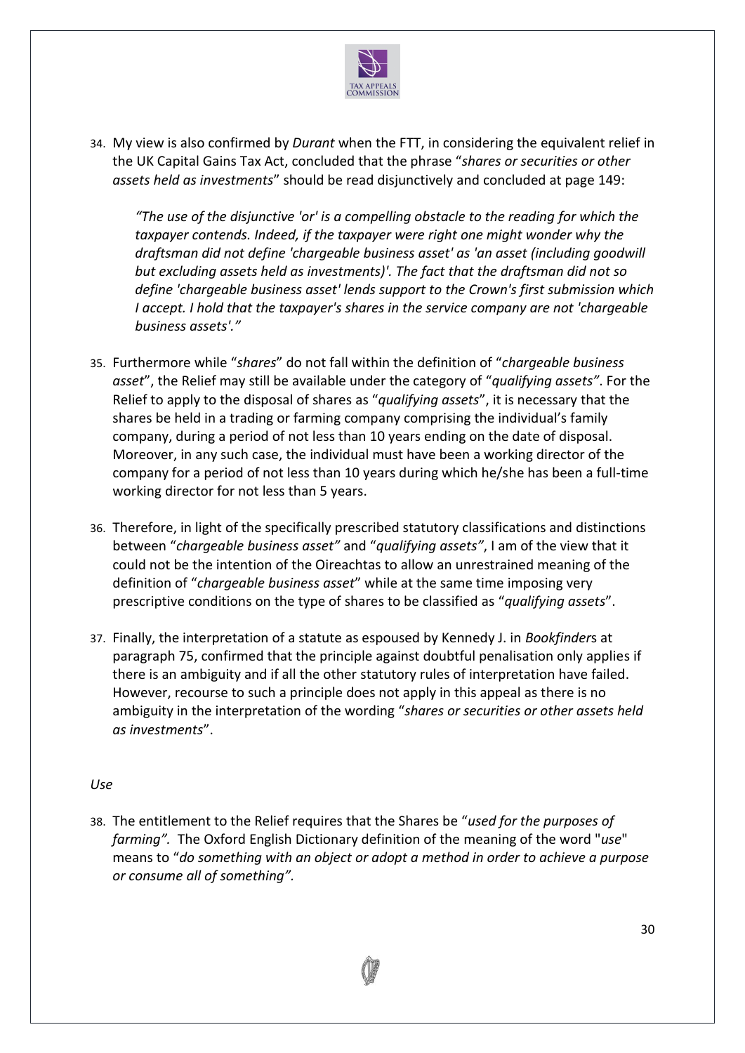34. My view is also confirmed by *Durant* when the FTT, in considering the equivalent relief in the UK Capital Gains Tax Act, concluded that the phrase "*shares or securities or other assets held as investments*" should be read disjunctively and concluded at page 149:

> *"The use of the disjunctive 'or' is a compelling obstacle to the reading for which the taxpayer contends. Indeed, if the taxpayer were right one might wonder why the draftsman did not define 'chargeable business asset' as 'an asset (including goodwill but excluding assets held as investments)'. The fact that the draftsman did not so define 'chargeable business asset' lends support to the Crown's first submission which I accept. I hold that the taxpayer's shares in the service company are not 'chargeable business assets'."*

35. Furthermore while "*shares*" do not fall within the definition of "*chargeable business asset*", the Relief may still be available under the category of "*qualifying assets".* For the Relief to apply to the disposal of shares as "*qualifying assets*", it is necessary that the shares be held in a trading or farming company comprising the individual's family company, during a period of not less than 10 years ending on the date of disposal. Moreover, in any such case, the individual must have been a working director of the company for a period of not less than 10 years during which he/she has been a full-time working director for not less than 5 years.

36. Therefore, in light of the specifically prescribed statutory classifications and distinctions between "*chargeable business asset"* and "*qualifying assets"*, I am of the view that it could not be the intention of the Oireachtas to allow an unrestrained meaning of the definition of "*chargeable business asset*" while at the same time imposing very prescriptive conditions on the type of shares to be classified as "*qualifying assets*".

37. Finally, the interpretation of a statute as espoused by Kennedy J. in *Bookfinder*s at paragraph 75, confirmed that the principle against doubtful penalisation only applies if there is an ambiguity and if all the other statutory rules of interpretation have failed. However, recourse to such a principle does not apply in this appeal as there is no ambiguity in the interpretation of the wording "*shares or securities or other assets held as investments*".

*Use*

38. The entitlement to the Relief requires that the Shares be "*used for the purposes of farming".* The Oxford English Dictionary definition of the meaning of the word "*use*" means to "*do something with an object or adopt a method in order to achieve a purpose or consume all of something".*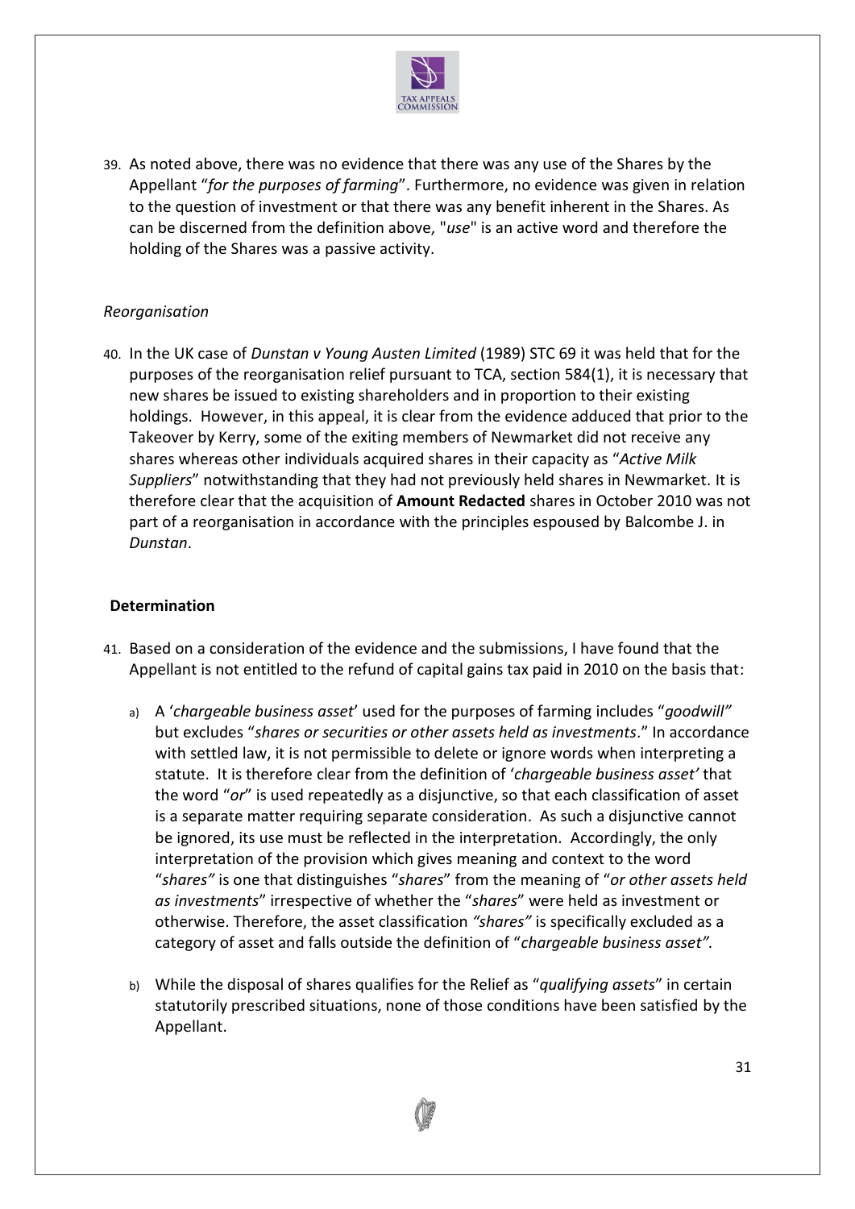39. As noted above, there was no evidence that there was any use of the Shares by the Appellant "*for the purposes of farming*". Furthermore, no evidence was given in relation to the question of investment or that there was any benefit inherent in the Shares. As can be discerned from the definition above, "*use*" is an active word and therefore the holding of the Shares was a passive activity.

*Reorganisation*

40. In the UK case of *Dunstan v Young Austen Limited* (1989) STC 69 it was held that for the purposes of the reorganisation relief pursuant to TCA, section 584(1), it is necessary that new shares be issued to existing shareholders and in proportion to their existing holdings. However, in this appeal, it is clear from the evidence adduced that prior to the Takeover by Kerry, some of the exiting members of Newmarket did not receive any shares whereas other individuals acquired shares in their capacity as "*Active Milk Suppliers*" notwithstanding that they had not previously held shares in Newmarket. It is therefore clear that the acquisition of **Amount Redacted** shares in October 2010 was not part of a reorganisation in accordance with the principles espoused by Balcombe J. in *Dunstan*.

## Determination

41. Based on a consideration of the evidence and the submissions, I have found that the Appellant is not entitled to the refund of capital gains tax paid in 2010 on the basis that:

    a) A '*chargeable business asset*' used for the purposes of farming includes "*goodwill"* but excludes "*shares or securities or other assets held as investments*." In accordance with settled law, it is not permissible to delete or ignore words when interpreting a statute. It is therefore clear from the definition of '*chargeable business asset'* that the word "*or*" is used repeatedly as a disjunctive, so that each classification of asset is a separate matter requiring separate consideration. As such a disjunctive cannot be ignored, its use must be reflected in the interpretation. Accordingly, the only interpretation of the provision which gives meaning and context to the word "*shares"* is one that distinguishes "*shares*" from the meaning of "*or other assets held as investments*" irrespective of whether the "*shares*" were held as investment or otherwise. Therefore, the asset classification *"shares"* is specifically excluded as a category of asset and falls outside the definition of "*chargeable business asset".*

    b) While the disposal of shares qualifies for the Relief as "*qualifying assets*" in certain statutorily prescribed situations, none of those conditions have been satisfied by the Appellant.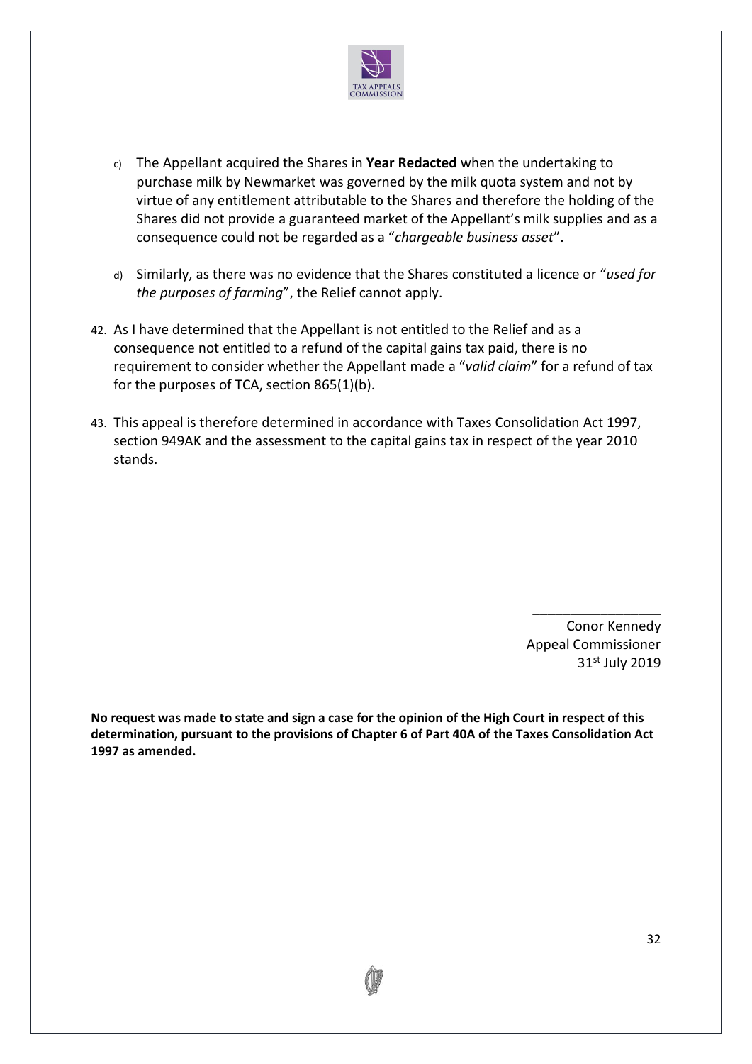c) The Appellant acquired the Shares in **Year Redacted** when the undertaking to purchase milk by Newmarket was governed by the milk quota system and not by virtue of any entitlement attributable to the Shares and therefore the holding of the Shares did not provide a guaranteed market of the Appellant's milk supplies and as a consequence could not be regarded as a "*chargeable business asset*".

d) Similarly, as there was no evidence that the Shares constituted a licence or "*used for the purposes of farming*", the Relief cannot apply.

42. As I have determined that the Appellant is not entitled to the Relief and as a consequence not entitled to a refund of the capital gains tax paid, there is no requirement to consider whether the Appellant made a "*valid claim*" for a refund of tax for the purposes of TCA, section 865(1)(b).

43. This appeal is therefore determined in accordance with Taxes Consolidation Act 1997, section 949AK and the assessment to the capital gains tax in respect of the year 2010 stands.

\_\_\_\_\_\_\_\_\_\_\_\_\_\_\_\_\_\_

Conor Kennedy
Appeal Commissioner
31st July 2019

**No request was made to state and sign a case for the opinion of the High Court in respect of this determination, pursuant to the provisions of Chapter 6 of Part 40A of the Taxes Consolidation Act 1997 as amended.**